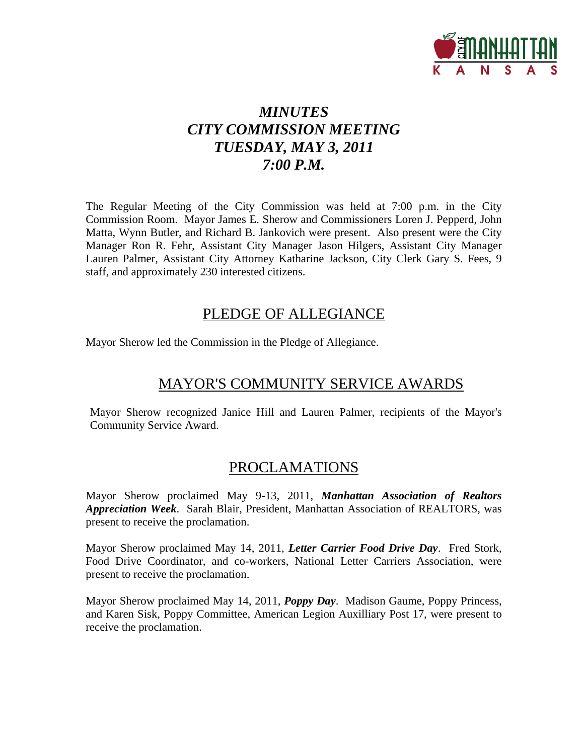# *MINUTES*
# *CITY COMMISSION MEETING*
# *TUESDAY, MAY 3, 2011*
# *7:00 P.M.*

The Regular Meeting of the City Commission was held at 7:00 p.m. in the City Commission Room. Mayor James E. Sherow and Commissioners Loren J. Pepperd, John Matta, Wynn Butler, and Richard B. Jankovich were present. Also present were the City Manager Ron R. Fehr, Assistant City Manager Jason Hilgers, Assistant City Manager Lauren Palmer, Assistant City Attorney Katharine Jackson, City Clerk Gary S. Fees, 9 staff, and approximately 230 interested citizens.

## PLEDGE OF ALLEGIANCE

Mayor Sherow led the Commission in the Pledge of Allegiance.

## MAYOR'S COMMUNITY SERVICE AWARDS

Mayor Sherow recognized Janice Hill and Lauren Palmer, recipients of the Mayor's Community Service Award.

## PROCLAMATIONS

Mayor Sherow proclaimed May 9-13, 2011, ***Manhattan Association of Realtors Appreciation Week***. Sarah Blair, President, Manhattan Association of REALTORS, was present to receive the proclamation.

Mayor Sherow proclaimed May 14, 2011, ***Letter Carrier Food Drive Day***. Fred Stork, Food Drive Coordinator, and co-workers, National Letter Carriers Association, were present to receive the proclamation.

Mayor Sherow proclaimed May 14, 2011, ***Poppy Day***. Madison Gaume, Poppy Princess, and Karen Sisk, Poppy Committee, American Legion Auxilliary Post 17, were present to receive the proclamation.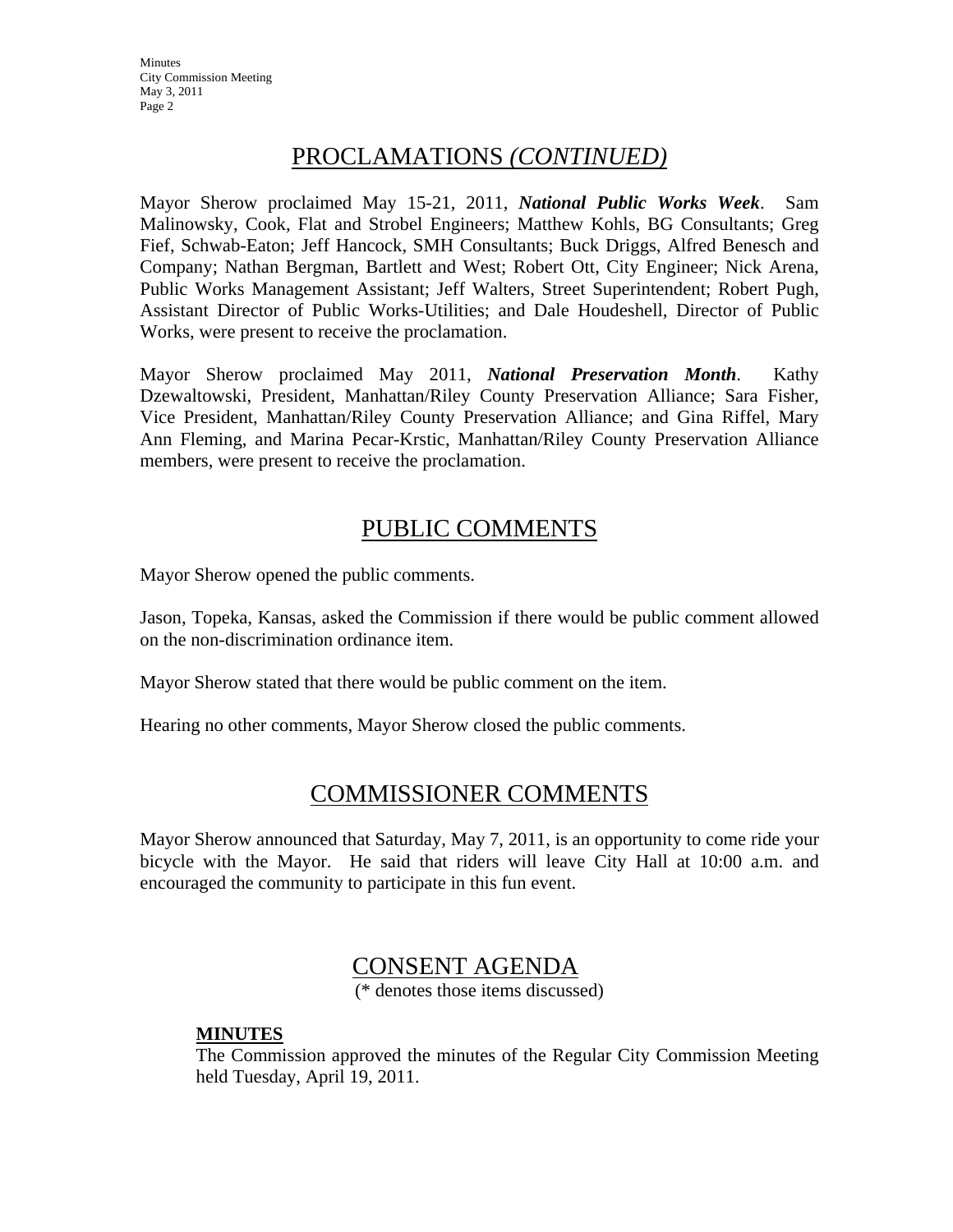## PROCLAMATIONS *(CONTINUED)*

Mayor Sherow proclaimed May 15-21, 2011, ***National Public Works Week***. Sam Malinowsky, Cook, Flat and Strobel Engineers; Matthew Kohls, BG Consultants; Greg Fief, Schwab-Eaton; Jeff Hancock, SMH Consultants; Buck Driggs, Alfred Benesch and Company; Nathan Bergman, Bartlett and West; Robert Ott, City Engineer; Nick Arena, Public Works Management Assistant; Jeff Walters, Street Superintendent; Robert Pugh, Assistant Director of Public Works-Utilities; and Dale Houdeshell, Director of Public Works, were present to receive the proclamation.

Mayor Sherow proclaimed May 2011, ***National Preservation Month***. Kathy Dzewaltowski, President, Manhattan/Riley County Preservation Alliance; Sara Fisher, Vice President, Manhattan/Riley County Preservation Alliance; and Gina Riffel, Mary Ann Fleming, and Marina Pecar-Krstic, Manhattan/Riley County Preservation Alliance members, were present to receive the proclamation.

## PUBLIC COMMENTS

Mayor Sherow opened the public comments.

Jason, Topeka, Kansas, asked the Commission if there would be public comment allowed on the non-discrimination ordinance item.

Mayor Sherow stated that there would be public comment on the item.

Hearing no other comments, Mayor Sherow closed the public comments.

## COMMISSIONER COMMENTS

Mayor Sherow announced that Saturday, May 7, 2011, is an opportunity to come ride your bicycle with the Mayor. He said that riders will leave City Hall at 10:00 a.m. and encouraged the community to participate in this fun event.

## CONSENT AGENDA

(* denotes those items discussed)

**MINUTES**

The Commission approved the minutes of the Regular City Commission Meeting held Tuesday, April 19, 2011.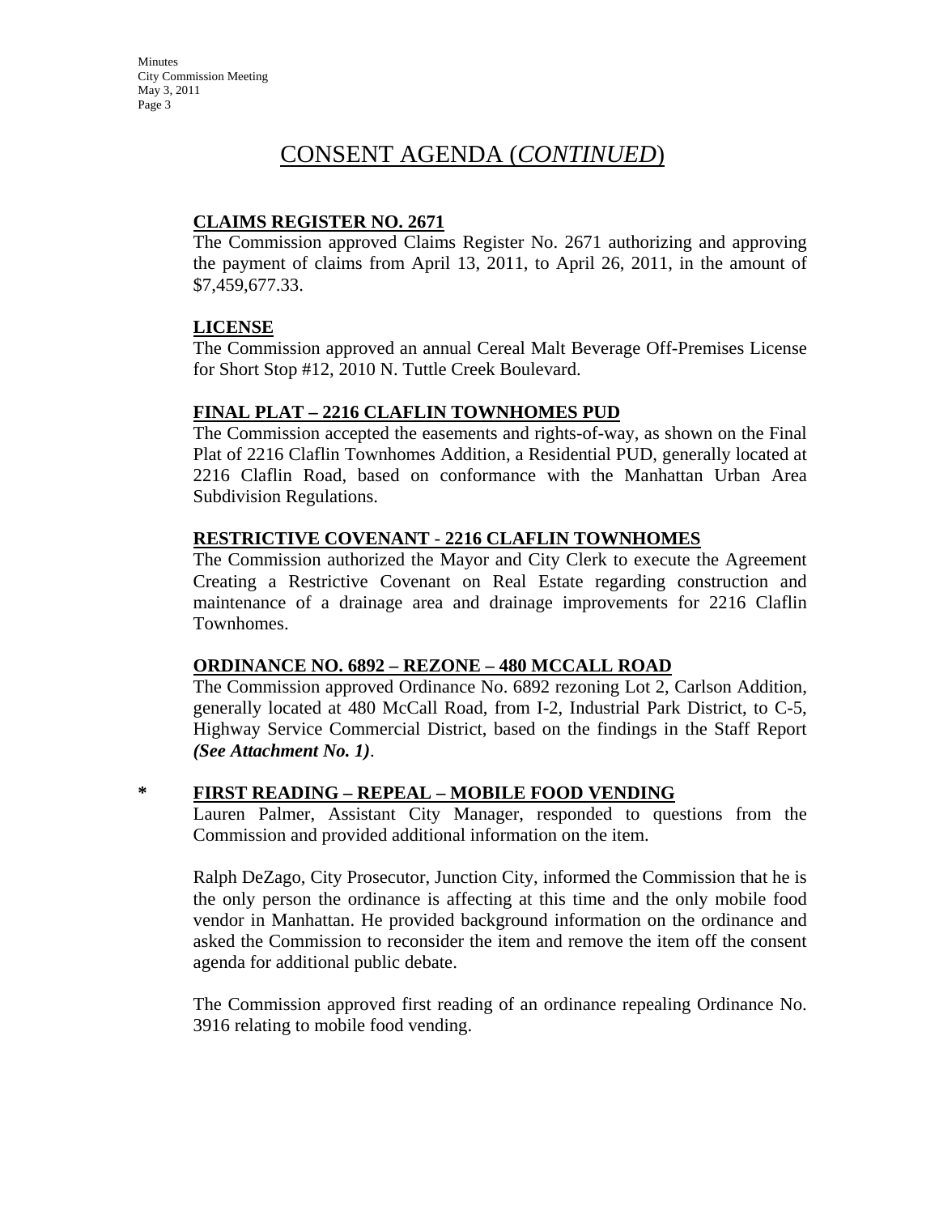# CONSENT AGENDA (*CONTINUED*)

**CLAIMS REGISTER NO. 2671**

The Commission approved Claims Register No. 2671 authorizing and approving the payment of claims from April 13, 2011, to April 26, 2011, in the amount of $7,459,677.33.

**LICENSE**

The Commission approved an annual Cereal Malt Beverage Off-Premises License for Short Stop #12, 2010 N. Tuttle Creek Boulevard.

**FINAL PLAT – 2216 CLAFLIN TOWNHOMES PUD**

The Commission accepted the easements and rights-of-way, as shown on the Final Plat of 2216 Claflin Townhomes Addition, a Residential PUD, generally located at 2216 Claflin Road, based on conformance with the Manhattan Urban Area Subdivision Regulations.

**RESTRICTIVE COVENANT - 2216 CLAFLIN TOWNHOMES**

The Commission authorized the Mayor and City Clerk to execute the Agreement Creating a Restrictive Covenant on Real Estate regarding construction and maintenance of a drainage area and drainage improvements for 2216 Claflin Townhomes.

**ORDINANCE NO. 6892 – REZONE – 480 MCCALL ROAD**

The Commission approved Ordinance No. 6892 rezoning Lot 2, Carlson Addition, generally located at 480 McCall Road, from I-2, Industrial Park District, to C-5, Highway Service Commercial District, based on the findings in the Staff Report ***(See Attachment No. 1)***.

\* **FIRST READING – REPEAL – MOBILE FOOD VENDING**

Lauren Palmer, Assistant City Manager, responded to questions from the Commission and provided additional information on the item.

Ralph DeZago, City Prosecutor, Junction City, informed the Commission that he is the only person the ordinance is affecting at this time and the only mobile food vendor in Manhattan. He provided background information on the ordinance and asked the Commission to reconsider the item and remove the item off the consent agenda for additional public debate.

The Commission approved first reading of an ordinance repealing Ordinance No. 3916 relating to mobile food vending.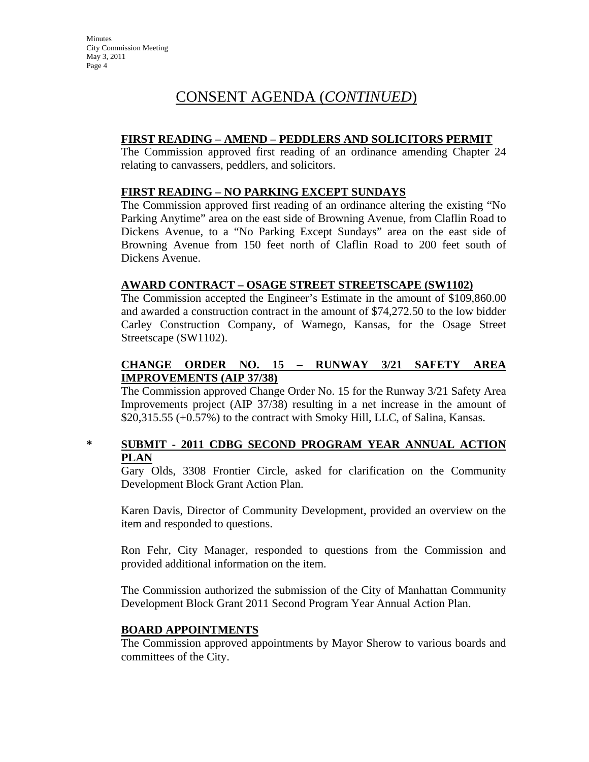# CONSENT AGENDA (*CONTINUED*)

**FIRST READING – AMEND – PEDDLERS AND SOLICITORS PERMIT**

The Commission approved first reading of an ordinance amending Chapter 24 relating to canvassers, peddlers, and solicitors.

**FIRST READING – NO PARKING EXCEPT SUNDAYS**

The Commission approved first reading of an ordinance altering the existing "No Parking Anytime" area on the east side of Browning Avenue, from Claflin Road to Dickens Avenue, to a "No Parking Except Sundays" area on the east side of Browning Avenue from 150 feet north of Claflin Road to 200 feet south of Dickens Avenue.

**AWARD CONTRACT – OSAGE STREET STREETSCAPE (SW1102)**

The Commission accepted the Engineer's Estimate in the amount of $109,860.00 and awarded a construction contract in the amount of $74,272.50 to the low bidder Carley Construction Company, of Wamego, Kansas, for the Osage Street Streetscape (SW1102).

**CHANGE ORDER NO. 15 – RUNWAY 3/21 SAFETY AREA IMPROVEMENTS (AIP 37/38)**

The Commission approved Change Order No. 15 for the Runway 3/21 Safety Area Improvements project (AIP 37/38) resulting in a net increase in the amount of $20,315.55 (+0.57%) to the contract with Smoky Hill, LLC, of Salina, Kansas.

\* **SUBMIT - 2011 CDBG SECOND PROGRAM YEAR ANNUAL ACTION PLAN**

Gary Olds, 3308 Frontier Circle, asked for clarification on the Community Development Block Grant Action Plan.

Karen Davis, Director of Community Development, provided an overview on the item and responded to questions.

Ron Fehr, City Manager, responded to questions from the Commission and provided additional information on the item.

The Commission authorized the submission of the City of Manhattan Community Development Block Grant 2011 Second Program Year Annual Action Plan.

**BOARD APPOINTMENTS**

The Commission approved appointments by Mayor Sherow to various boards and committees of the City.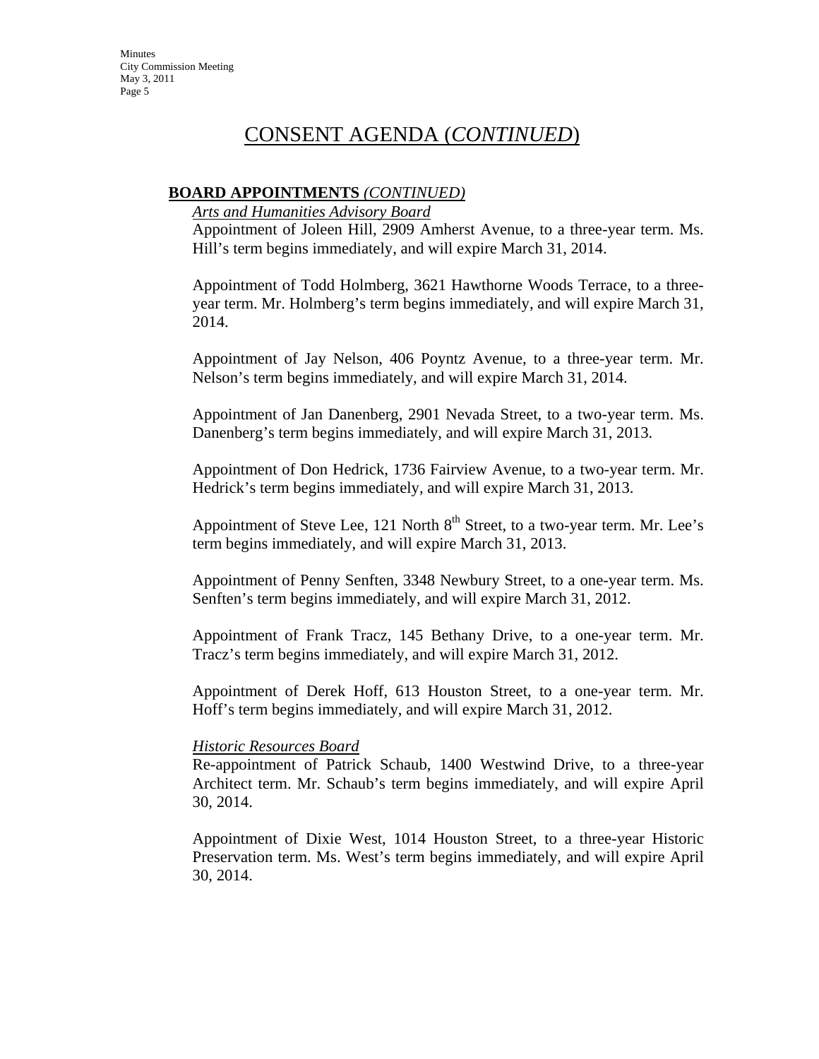# CONSENT AGENDA (*CONTINUED*)

**BOARD APPOINTMENTS** *(CONTINUED)*

*Arts and Humanities Advisory Board*

Appointment of Joleen Hill, 2909 Amherst Avenue, to a three-year term. Ms. Hill's term begins immediately, and will expire March 31, 2014.

Appointment of Todd Holmberg, 3621 Hawthorne Woods Terrace, to a three-year term. Mr. Holmberg's term begins immediately, and will expire March 31, 2014.

Appointment of Jay Nelson, 406 Poyntz Avenue, to a three-year term. Mr. Nelson's term begins immediately, and will expire March 31, 2014.

Appointment of Jan Danenberg, 2901 Nevada Street, to a two-year term. Ms. Danenberg's term begins immediately, and will expire March 31, 2013.

Appointment of Don Hedrick, 1736 Fairview Avenue, to a two-year term. Mr. Hedrick's term begins immediately, and will expire March 31, 2013.

Appointment of Steve Lee, 121 North 8th Street, to a two-year term. Mr. Lee's term begins immediately, and will expire March 31, 2013.

Appointment of Penny Senften, 3348 Newbury Street, to a one-year term. Ms. Senften's term begins immediately, and will expire March 31, 2012.

Appointment of Frank Tracz, 145 Bethany Drive, to a one-year term. Mr. Tracz's term begins immediately, and will expire March 31, 2012.

Appointment of Derek Hoff, 613 Houston Street, to a one-year term. Mr. Hoff's term begins immediately, and will expire March 31, 2012.

*Historic Resources Board*

Re-appointment of Patrick Schaub, 1400 Westwind Drive, to a three-year Architect term. Mr. Schaub's term begins immediately, and will expire April 30, 2014.

Appointment of Dixie West, 1014 Houston Street, to a three-year Historic Preservation term. Ms. West's term begins immediately, and will expire April 30, 2014.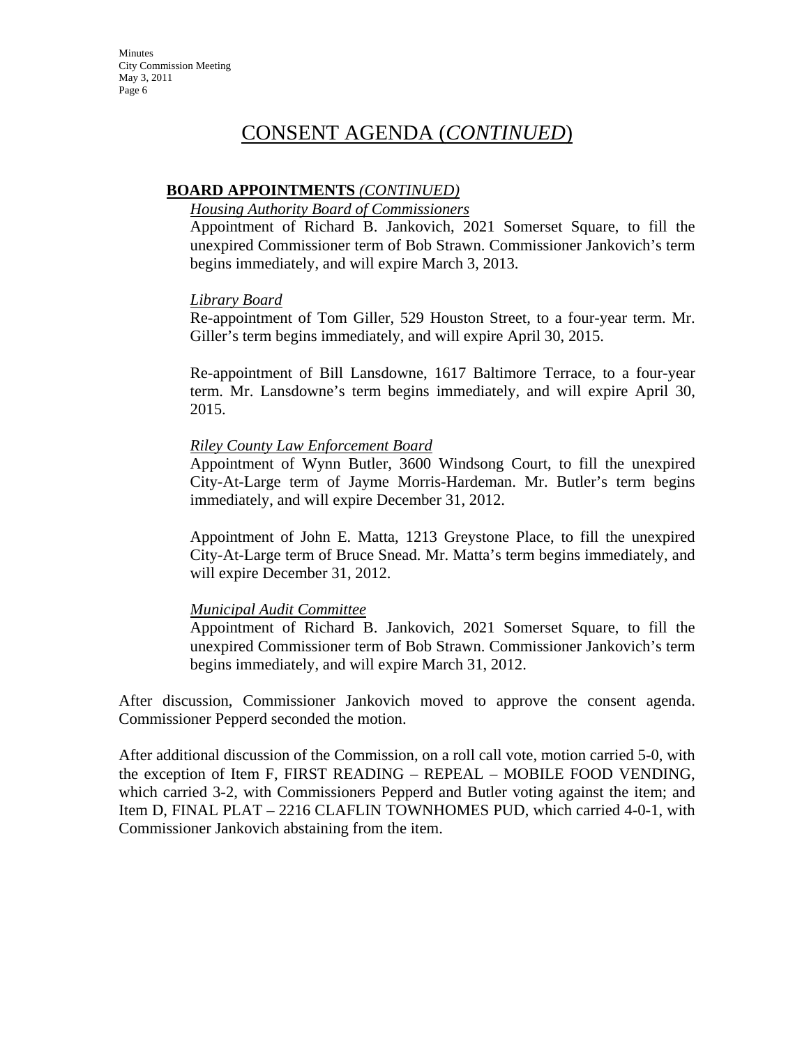# CONSENT AGENDA (*CONTINUED*)

**BOARD APPOINTMENTS** *(CONTINUED)*

*Housing Authority Board of Commissioners*

Appointment of Richard B. Jankovich, 2021 Somerset Square, to fill the unexpired Commissioner term of Bob Strawn. Commissioner Jankovich's term begins immediately, and will expire March 3, 2013.

*Library Board*

Re-appointment of Tom Giller, 529 Houston Street, to a four-year term. Mr. Giller's term begins immediately, and will expire April 30, 2015.

Re-appointment of Bill Lansdowne, 1617 Baltimore Terrace, to a four-year term. Mr. Lansdowne's term begins immediately, and will expire April 30, 2015.

*Riley County Law Enforcement Board*

Appointment of Wynn Butler, 3600 Windsong Court, to fill the unexpired City-At-Large term of Jayme Morris-Hardeman. Mr. Butler's term begins immediately, and will expire December 31, 2012.

Appointment of John E. Matta, 1213 Greystone Place, to fill the unexpired City-At-Large term of Bruce Snead. Mr. Matta's term begins immediately, and will expire December 31, 2012.

*Municipal Audit Committee*

Appointment of Richard B. Jankovich, 2021 Somerset Square, to fill the unexpired Commissioner term of Bob Strawn. Commissioner Jankovich's term begins immediately, and will expire March 31, 2012.

After discussion, Commissioner Jankovich moved to approve the consent agenda. Commissioner Pepperd seconded the motion.

After additional discussion of the Commission, on a roll call vote, motion carried 5-0, with the exception of Item F, FIRST READING – REPEAL – MOBILE FOOD VENDING, which carried 3-2, with Commissioners Pepperd and Butler voting against the item; and Item D, FINAL PLAT – 2216 CLAFLIN TOWNHOMES PUD, which carried 4-0-1, with Commissioner Jankovich abstaining from the item.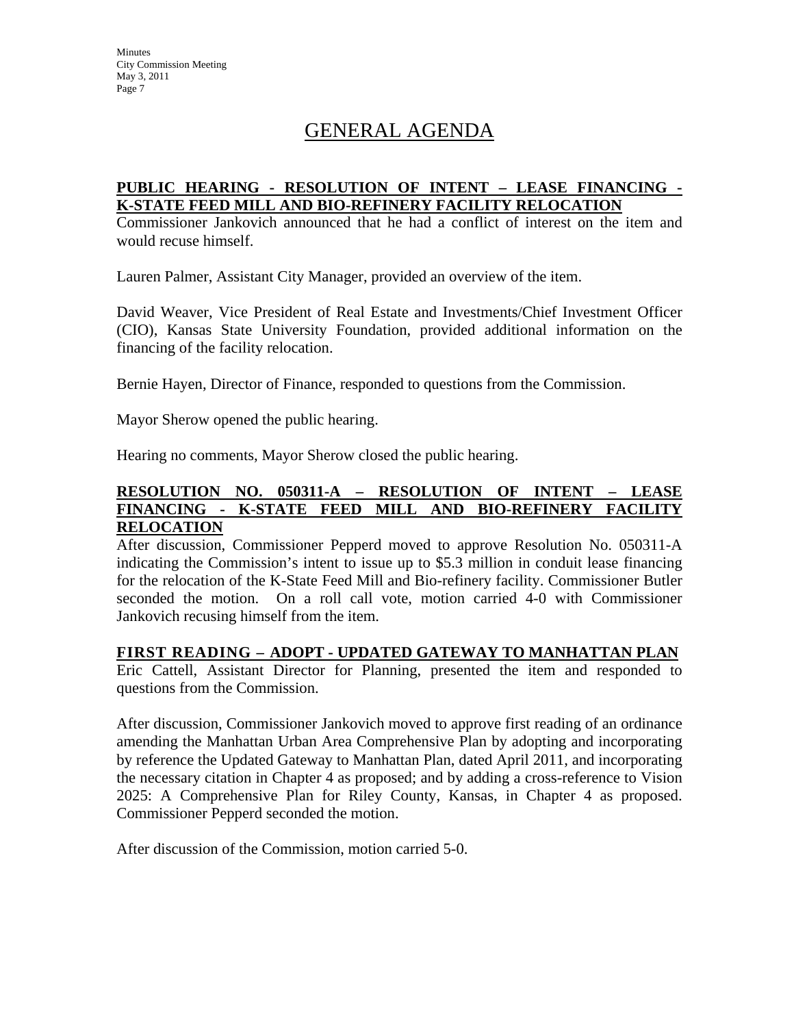# GENERAL AGENDA

**PUBLIC HEARING - RESOLUTION OF INTENT – LEASE FINANCING - K-STATE FEED MILL AND BIO-REFINERY FACILITY RELOCATION**

Commissioner Jankovich announced that he had a conflict of interest on the item and would recuse himself.

Lauren Palmer, Assistant City Manager, provided an overview of the item.

David Weaver, Vice President of Real Estate and Investments/Chief Investment Officer (CIO), Kansas State University Foundation, provided additional information on the financing of the facility relocation.

Bernie Hayen, Director of Finance, responded to questions from the Commission.

Mayor Sherow opened the public hearing.

Hearing no comments, Mayor Sherow closed the public hearing.

**RESOLUTION NO. 050311-A – RESOLUTION OF INTENT – LEASE FINANCING - K-STATE FEED MILL AND BIO-REFINERY FACILITY RELOCATION**

After discussion, Commissioner Pepperd moved to approve Resolution No. 050311-A indicating the Commission's intent to issue up to $5.3 million in conduit lease financing for the relocation of the K-State Feed Mill and Bio-refinery facility. Commissioner Butler seconded the motion. On a roll call vote, motion carried 4-0 with Commissioner Jankovich recusing himself from the item.

**FIRST READING – ADOPT - UPDATED GATEWAY TO MANHATTAN PLAN**

Eric Cattell, Assistant Director for Planning, presented the item and responded to questions from the Commission.

After discussion, Commissioner Jankovich moved to approve first reading of an ordinance amending the Manhattan Urban Area Comprehensive Plan by adopting and incorporating by reference the Updated Gateway to Manhattan Plan, dated April 2011, and incorporating the necessary citation in Chapter 4 as proposed; and by adding a cross-reference to Vision 2025: A Comprehensive Plan for Riley County, Kansas, in Chapter 4 as proposed. Commissioner Pepperd seconded the motion.

After discussion of the Commission, motion carried 5-0.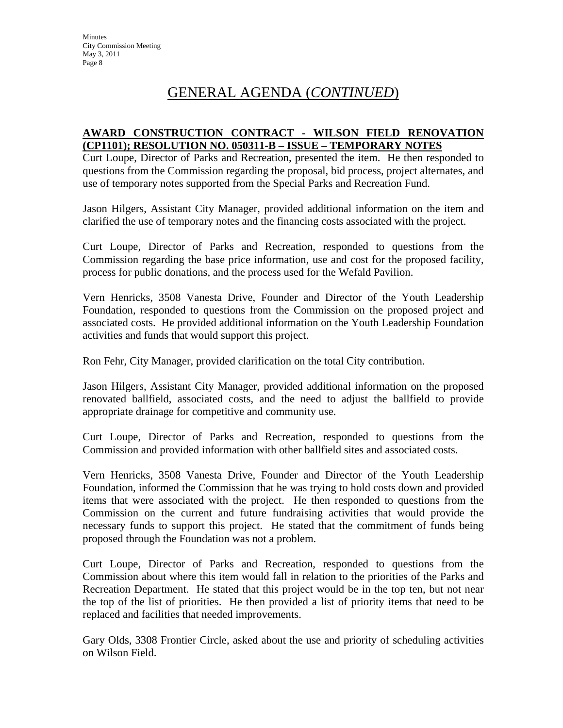# GENERAL AGENDA (*CONTINUED*)

**AWARD CONSTRUCTION CONTRACT - WILSON FIELD RENOVATION (CP1101); RESOLUTION NO. 050311-B – ISSUE – TEMPORARY NOTES**

Curt Loupe, Director of Parks and Recreation, presented the item. He then responded to questions from the Commission regarding the proposal, bid process, project alternates, and use of temporary notes supported from the Special Parks and Recreation Fund.

Jason Hilgers, Assistant City Manager, provided additional information on the item and clarified the use of temporary notes and the financing costs associated with the project.

Curt Loupe, Director of Parks and Recreation, responded to questions from the Commission regarding the base price information, use and cost for the proposed facility, process for public donations, and the process used for the Wefald Pavilion.

Vern Henricks, 3508 Vanesta Drive, Founder and Director of the Youth Leadership Foundation, responded to questions from the Commission on the proposed project and associated costs. He provided additional information on the Youth Leadership Foundation activities and funds that would support this project.

Ron Fehr, City Manager, provided clarification on the total City contribution.

Jason Hilgers, Assistant City Manager, provided additional information on the proposed renovated ballfield, associated costs, and the need to adjust the ballfield to provide appropriate drainage for competitive and community use.

Curt Loupe, Director of Parks and Recreation, responded to questions from the Commission and provided information with other ballfield sites and associated costs.

Vern Henricks, 3508 Vanesta Drive, Founder and Director of the Youth Leadership Foundation, informed the Commission that he was trying to hold costs down and provided items that were associated with the project. He then responded to questions from the Commission on the current and future fundraising activities that would provide the necessary funds to support this project. He stated that the commitment of funds being proposed through the Foundation was not a problem.

Curt Loupe, Director of Parks and Recreation, responded to questions from the Commission about where this item would fall in relation to the priorities of the Parks and Recreation Department. He stated that this project would be in the top ten, but not near the top of the list of priorities. He then provided a list of priority items that need to be replaced and facilities that needed improvements.

Gary Olds, 3308 Frontier Circle, asked about the use and priority of scheduling activities on Wilson Field.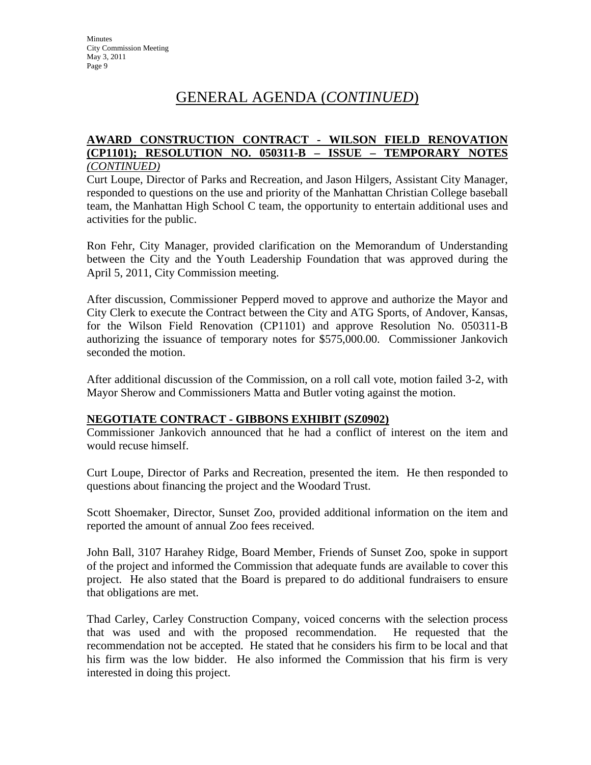# GENERAL AGENDA (*CONTINUED*)

**AWARD CONSTRUCTION CONTRACT - WILSON FIELD RENOVATION (CP1101); RESOLUTION NO. 050311-B – ISSUE – TEMPORARY NOTES** *(CONTINUED)*

Curt Loupe, Director of Parks and Recreation, and Jason Hilgers, Assistant City Manager, responded to questions on the use and priority of the Manhattan Christian College baseball team, the Manhattan High School C team, the opportunity to entertain additional uses and activities for the public.

Ron Fehr, City Manager, provided clarification on the Memorandum of Understanding between the City and the Youth Leadership Foundation that was approved during the April 5, 2011, City Commission meeting.

After discussion, Commissioner Pepperd moved to approve and authorize the Mayor and City Clerk to execute the Contract between the City and ATG Sports, of Andover, Kansas, for the Wilson Field Renovation (CP1101) and approve Resolution No. 050311-B authorizing the issuance of temporary notes for $575,000.00. Commissioner Jankovich seconded the motion.

After additional discussion of the Commission, on a roll call vote, motion failed 3-2, with Mayor Sherow and Commissioners Matta and Butler voting against the motion.

**NEGOTIATE CONTRACT - GIBBONS EXHIBIT (SZ0902)**

Commissioner Jankovich announced that he had a conflict of interest on the item and would recuse himself.

Curt Loupe, Director of Parks and Recreation, presented the item. He then responded to questions about financing the project and the Woodard Trust.

Scott Shoemaker, Director, Sunset Zoo, provided additional information on the item and reported the amount of annual Zoo fees received.

John Ball, 3107 Harahey Ridge, Board Member, Friends of Sunset Zoo, spoke in support of the project and informed the Commission that adequate funds are available to cover this project. He also stated that the Board is prepared to do additional fundraisers to ensure that obligations are met.

Thad Carley, Carley Construction Company, voiced concerns with the selection process that was used and with the proposed recommendation. He requested that the recommendation not be accepted. He stated that he considers his firm to be local and that his firm was the low bidder. He also informed the Commission that his firm is very interested in doing this project.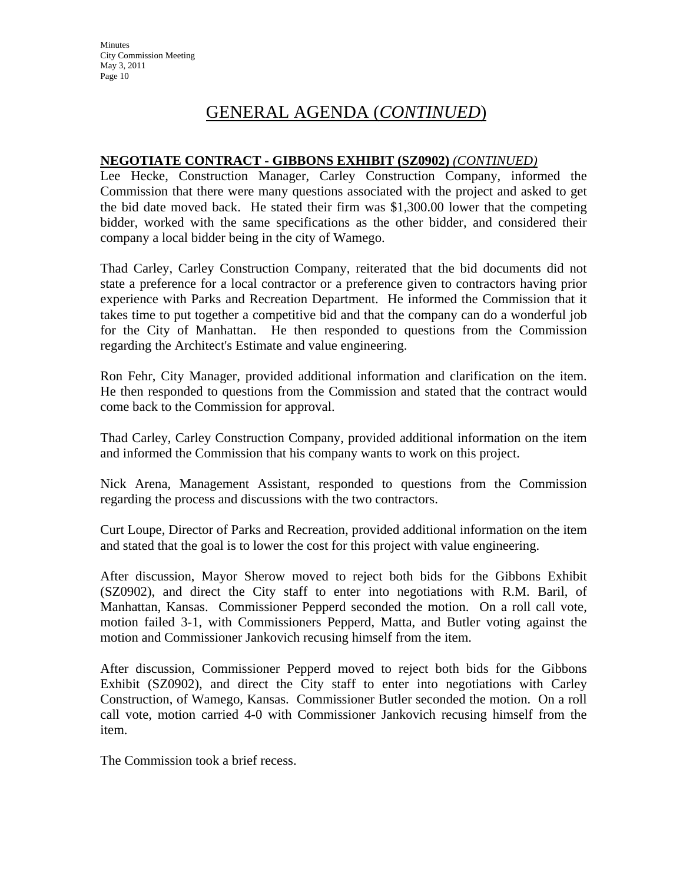# GENERAL AGENDA (*CONTINUED*)

**NEGOTIATE CONTRACT - GIBBONS EXHIBIT (SZ0902)** ***(CONTINUED)***

Lee Hecke, Construction Manager, Carley Construction Company, informed the Commission that there were many questions associated with the project and asked to get the bid date moved back. He stated their firm was $1,300.00 lower that the competing bidder, worked with the same specifications as the other bidder, and considered their company a local bidder being in the city of Wamego.

Thad Carley, Carley Construction Company, reiterated that the bid documents did not state a preference for a local contractor or a preference given to contractors having prior experience with Parks and Recreation Department. He informed the Commission that it takes time to put together a competitive bid and that the company can do a wonderful job for the City of Manhattan. He then responded to questions from the Commission regarding the Architect's Estimate and value engineering.

Ron Fehr, City Manager, provided additional information and clarification on the item. He then responded to questions from the Commission and stated that the contract would come back to the Commission for approval.

Thad Carley, Carley Construction Company, provided additional information on the item and informed the Commission that his company wants to work on this project.

Nick Arena, Management Assistant, responded to questions from the Commission regarding the process and discussions with the two contractors.

Curt Loupe, Director of Parks and Recreation, provided additional information on the item and stated that the goal is to lower the cost for this project with value engineering.

After discussion, Mayor Sherow moved to reject both bids for the Gibbons Exhibit (SZ0902), and direct the City staff to enter into negotiations with R.M. Baril, of Manhattan, Kansas. Commissioner Pepperd seconded the motion. On a roll call vote, motion failed 3-1, with Commissioners Pepperd, Matta, and Butler voting against the motion and Commissioner Jankovich recusing himself from the item.

After discussion, Commissioner Pepperd moved to reject both bids for the Gibbons Exhibit (SZ0902), and direct the City staff to enter into negotiations with Carley Construction, of Wamego, Kansas. Commissioner Butler seconded the motion. On a roll call vote, motion carried 4-0 with Commissioner Jankovich recusing himself from the item.

The Commission took a brief recess.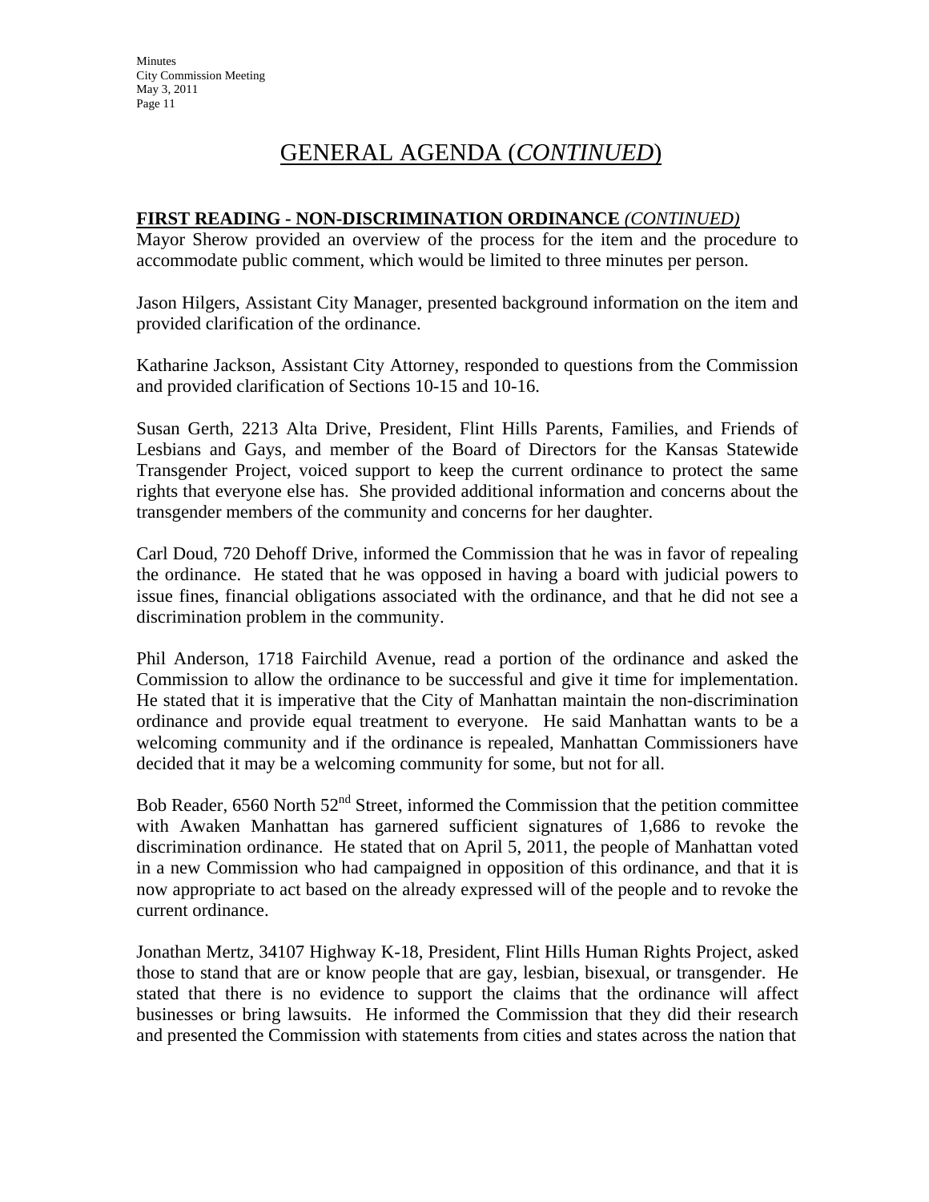# GENERAL AGENDA (*CONTINUED*)

**FIRST READING - NON-DISCRIMINATION ORDINANCE** *(CONTINUED)*

Mayor Sherow provided an overview of the process for the item and the procedure to accommodate public comment, which would be limited to three minutes per person.

Jason Hilgers, Assistant City Manager, presented background information on the item and provided clarification of the ordinance.

Katharine Jackson, Assistant City Attorney, responded to questions from the Commission and provided clarification of Sections 10-15 and 10-16.

Susan Gerth, 2213 Alta Drive, President, Flint Hills Parents, Families, and Friends of Lesbians and Gays, and member of the Board of Directors for the Kansas Statewide Transgender Project, voiced support to keep the current ordinance to protect the same rights that everyone else has. She provided additional information and concerns about the transgender members of the community and concerns for her daughter.

Carl Doud, 720 Dehoff Drive, informed the Commission that he was in favor of repealing the ordinance. He stated that he was opposed in having a board with judicial powers to issue fines, financial obligations associated with the ordinance, and that he did not see a discrimination problem in the community.

Phil Anderson, 1718 Fairchild Avenue, read a portion of the ordinance and asked the Commission to allow the ordinance to be successful and give it time for implementation. He stated that it is imperative that the City of Manhattan maintain the non-discrimination ordinance and provide equal treatment to everyone. He said Manhattan wants to be a welcoming community and if the ordinance is repealed, Manhattan Commissioners have decided that it may be a welcoming community for some, but not for all.

Bob Reader, 6560 North 52nd Street, informed the Commission that the petition committee with Awaken Manhattan has garnered sufficient signatures of 1,686 to revoke the discrimination ordinance. He stated that on April 5, 2011, the people of Manhattan voted in a new Commission who had campaigned in opposition of this ordinance, and that it is now appropriate to act based on the already expressed will of the people and to revoke the current ordinance.

Jonathan Mertz, 34107 Highway K-18, President, Flint Hills Human Rights Project, asked those to stand that are or know people that are gay, lesbian, bisexual, or transgender. He stated that there is no evidence to support the claims that the ordinance will affect businesses or bring lawsuits. He informed the Commission that they did their research and presented the Commission with statements from cities and states across the nation that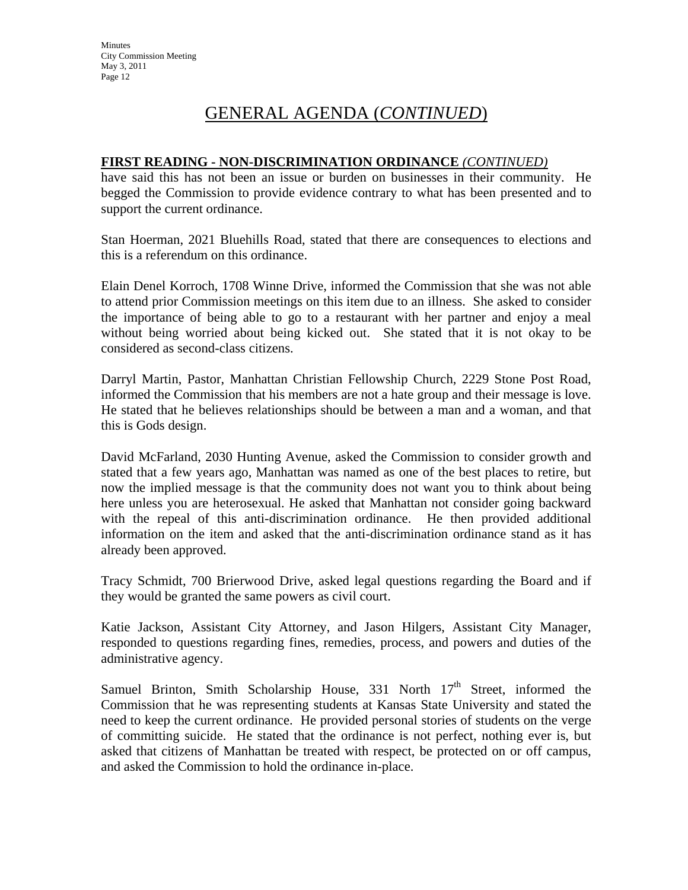# GENERAL AGENDA (*CONTINUED*)

**FIRST READING - NON-DISCRIMINATION ORDINANCE** ***(CONTINUED)***

have said this has not been an issue or burden on businesses in their community. He begged the Commission to provide evidence contrary to what has been presented and to support the current ordinance.

Stan Hoerman, 2021 Bluehills Road, stated that there are consequences to elections and this is a referendum on this ordinance.

Elain Denel Korroch, 1708 Winne Drive, informed the Commission that she was not able to attend prior Commission meetings on this item due to an illness. She asked to consider the importance of being able to go to a restaurant with her partner and enjoy a meal without being worried about being kicked out. She stated that it is not okay to be considered as second-class citizens.

Darryl Martin, Pastor, Manhattan Christian Fellowship Church, 2229 Stone Post Road, informed the Commission that his members are not a hate group and their message is love. He stated that he believes relationships should be between a man and a woman, and that this is Gods design.

David McFarland, 2030 Hunting Avenue, asked the Commission to consider growth and stated that a few years ago, Manhattan was named as one of the best places to retire, but now the implied message is that the community does not want you to think about being here unless you are heterosexual. He asked that Manhattan not consider going backward with the repeal of this anti-discrimination ordinance. He then provided additional information on the item and asked that the anti-discrimination ordinance stand as it has already been approved.

Tracy Schmidt, 700 Brierwood Drive, asked legal questions regarding the Board and if they would be granted the same powers as civil court.

Katie Jackson, Assistant City Attorney, and Jason Hilgers, Assistant City Manager, responded to questions regarding fines, remedies, process, and powers and duties of the administrative agency.

Samuel Brinton, Smith Scholarship House, 331 North 17th Street, informed the Commission that he was representing students at Kansas State University and stated the need to keep the current ordinance. He provided personal stories of students on the verge of committing suicide. He stated that the ordinance is not perfect, nothing ever is, but asked that citizens of Manhattan be treated with respect, be protected on or off campus, and asked the Commission to hold the ordinance in-place.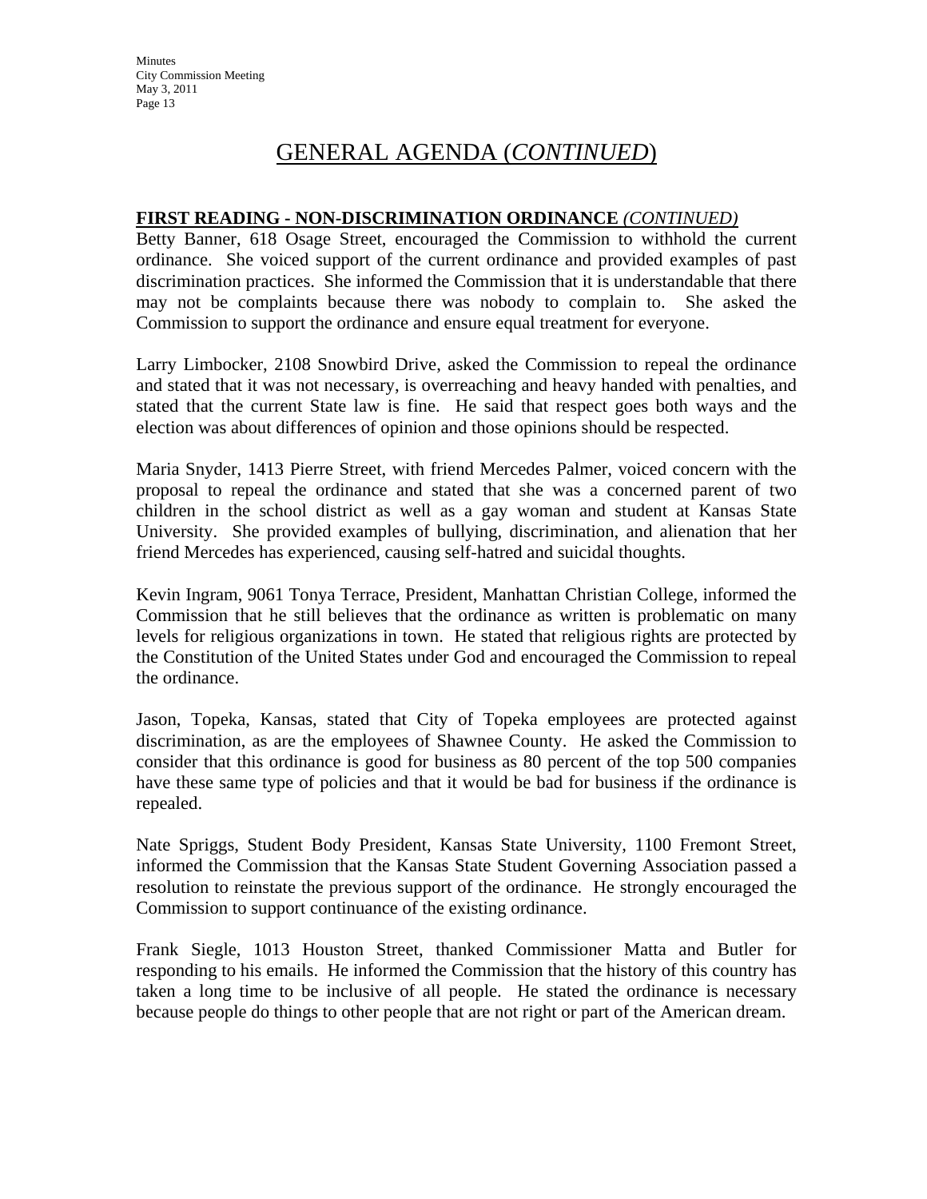# GENERAL AGENDA (*CONTINUED*)

**FIRST READING - NON-DISCRIMINATION ORDINANCE** ***(CONTINUED)***

Betty Banner, 618 Osage Street, encouraged the Commission to withhold the current ordinance. She voiced support of the current ordinance and provided examples of past discrimination practices. She informed the Commission that it is understandable that there may not be complaints because there was nobody to complain to. She asked the Commission to support the ordinance and ensure equal treatment for everyone.

Larry Limbocker, 2108 Snowbird Drive, asked the Commission to repeal the ordinance and stated that it was not necessary, is overreaching and heavy handed with penalties, and stated that the current State law is fine. He said that respect goes both ways and the election was about differences of opinion and those opinions should be respected.

Maria Snyder, 1413 Pierre Street, with friend Mercedes Palmer, voiced concern with the proposal to repeal the ordinance and stated that she was a concerned parent of two children in the school district as well as a gay woman and student at Kansas State University. She provided examples of bullying, discrimination, and alienation that her friend Mercedes has experienced, causing self-hatred and suicidal thoughts.

Kevin Ingram, 9061 Tonya Terrace, President, Manhattan Christian College, informed the Commission that he still believes that the ordinance as written is problematic on many levels for religious organizations in town. He stated that religious rights are protected by the Constitution of the United States under God and encouraged the Commission to repeal the ordinance.

Jason, Topeka, Kansas, stated that City of Topeka employees are protected against discrimination, as are the employees of Shawnee County. He asked the Commission to consider that this ordinance is good for business as 80 percent of the top 500 companies have these same type of policies and that it would be bad for business if the ordinance is repealed.

Nate Spriggs, Student Body President, Kansas State University, 1100 Fremont Street, informed the Commission that the Kansas State Student Governing Association passed a resolution to reinstate the previous support of the ordinance. He strongly encouraged the Commission to support continuance of the existing ordinance.

Frank Siegle, 1013 Houston Street, thanked Commissioner Matta and Butler for responding to his emails. He informed the Commission that the history of this country has taken a long time to be inclusive of all people. He stated the ordinance is necessary because people do things to other people that are not right or part of the American dream.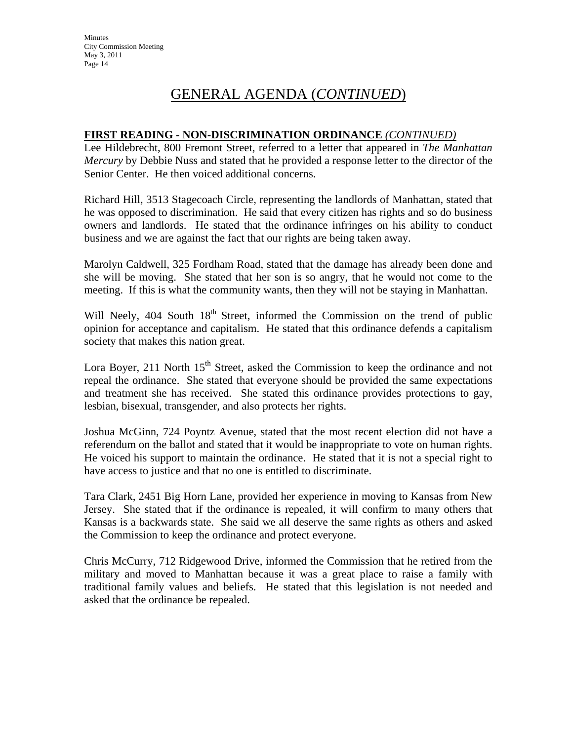## GENERAL AGENDA (*CONTINUED*)

**FIRST READING - NON-DISCRIMINATION ORDINANCE** *(CONTINUED)*

Lee Hildebrecht, 800 Fremont Street, referred to a letter that appeared in *The Manhattan Mercury* by Debbie Nuss and stated that he provided a response letter to the director of the Senior Center. He then voiced additional concerns.

Richard Hill, 3513 Stagecoach Circle, representing the landlords of Manhattan, stated that he was opposed to discrimination. He said that every citizen has rights and so do business owners and landlords. He stated that the ordinance infringes on his ability to conduct business and we are against the fact that our rights are being taken away.

Marolyn Caldwell, 325 Fordham Road, stated that the damage has already been done and she will be moving. She stated that her son is so angry, that he would not come to the meeting. If this is what the community wants, then they will not be staying in Manhattan.

Will Neely, 404 South 18th Street, informed the Commission on the trend of public opinion for acceptance and capitalism. He stated that this ordinance defends a capitalism society that makes this nation great.

Lora Boyer, 211 North 15th Street, asked the Commission to keep the ordinance and not repeal the ordinance. She stated that everyone should be provided the same expectations and treatment she has received. She stated this ordinance provides protections to gay, lesbian, bisexual, transgender, and also protects her rights.

Joshua McGinn, 724 Poyntz Avenue, stated that the most recent election did not have a referendum on the ballot and stated that it would be inappropriate to vote on human rights. He voiced his support to maintain the ordinance. He stated that it is not a special right to have access to justice and that no one is entitled to discriminate.

Tara Clark, 2451 Big Horn Lane, provided her experience in moving to Kansas from New Jersey. She stated that if the ordinance is repealed, it will confirm to many others that Kansas is a backwards state. She said we all deserve the same rights as others and asked the Commission to keep the ordinance and protect everyone.

Chris McCurry, 712 Ridgewood Drive, informed the Commission that he retired from the military and moved to Manhattan because it was a great place to raise a family with traditional family values and beliefs. He stated that this legislation is not needed and asked that the ordinance be repealed.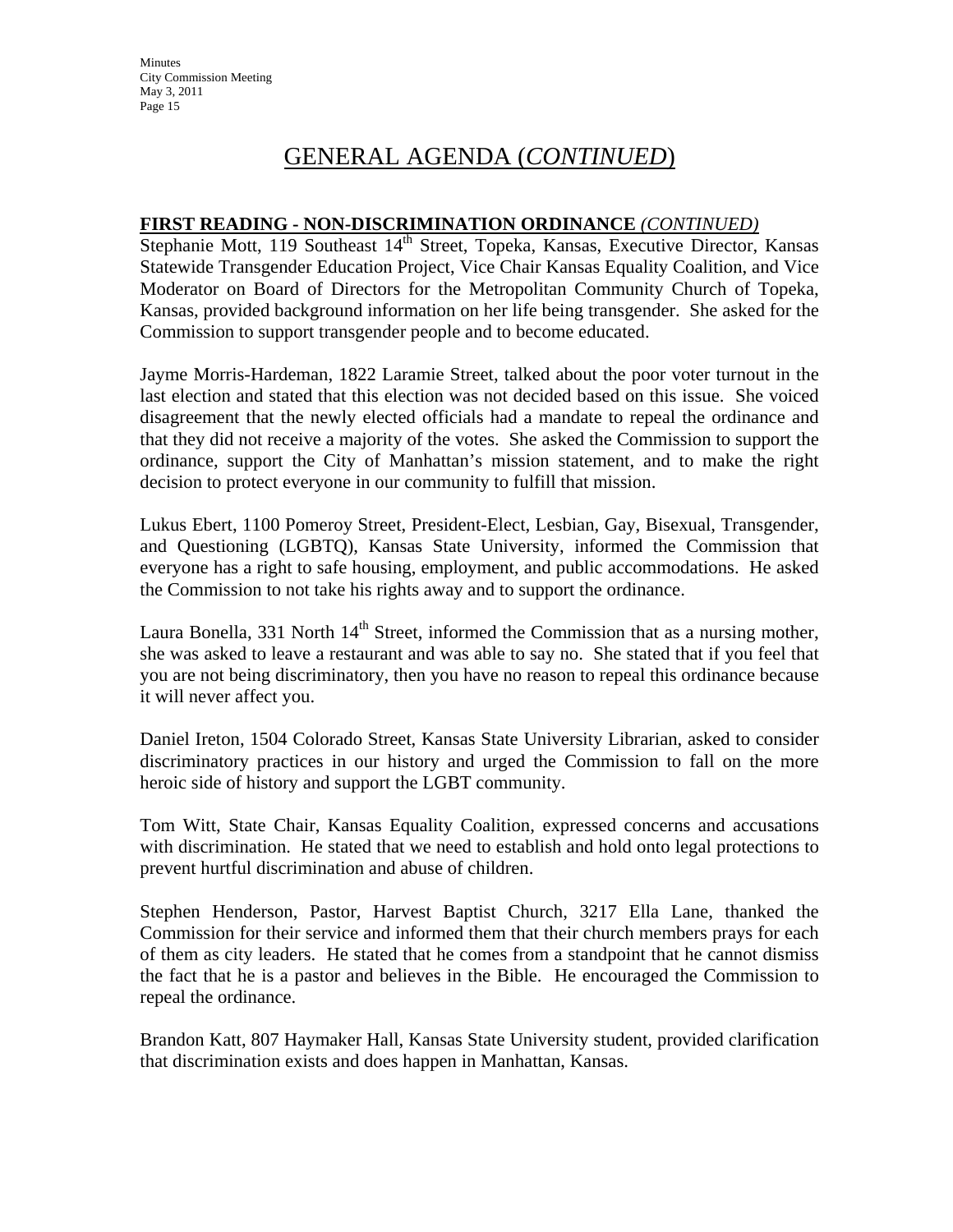# GENERAL AGENDA (*CONTINUED*)

**FIRST READING - NON-DISCRIMINATION ORDINANCE** *(CONTINUED)*

Stephanie Mott, 119 Southeast 14th Street, Topeka, Kansas, Executive Director, Kansas Statewide Transgender Education Project, Vice Chair Kansas Equality Coalition, and Vice Moderator on Board of Directors for the Metropolitan Community Church of Topeka, Kansas, provided background information on her life being transgender. She asked for the Commission to support transgender people and to become educated.

Jayme Morris-Hardeman, 1822 Laramie Street, talked about the poor voter turnout in the last election and stated that this election was not decided based on this issue. She voiced disagreement that the newly elected officials had a mandate to repeal the ordinance and that they did not receive a majority of the votes. She asked the Commission to support the ordinance, support the City of Manhattan's mission statement, and to make the right decision to protect everyone in our community to fulfill that mission.

Lukus Ebert, 1100 Pomeroy Street, President-Elect, Lesbian, Gay, Bisexual, Transgender, and Questioning (LGBTQ), Kansas State University, informed the Commission that everyone has a right to safe housing, employment, and public accommodations. He asked the Commission to not take his rights away and to support the ordinance.

Laura Bonella, 331 North 14th Street, informed the Commission that as a nursing mother, she was asked to leave a restaurant and was able to say no. She stated that if you feel that you are not being discriminatory, then you have no reason to repeal this ordinance because it will never affect you.

Daniel Ireton, 1504 Colorado Street, Kansas State University Librarian, asked to consider discriminatory practices in our history and urged the Commission to fall on the more heroic side of history and support the LGBT community.

Tom Witt, State Chair, Kansas Equality Coalition, expressed concerns and accusations with discrimination. He stated that we need to establish and hold onto legal protections to prevent hurtful discrimination and abuse of children.

Stephen Henderson, Pastor, Harvest Baptist Church, 3217 Ella Lane, thanked the Commission for their service and informed them that their church members prays for each of them as city leaders. He stated that he comes from a standpoint that he cannot dismiss the fact that he is a pastor and believes in the Bible. He encouraged the Commission to repeal the ordinance.

Brandon Katt, 807 Haymaker Hall, Kansas State University student, provided clarification that discrimination exists and does happen in Manhattan, Kansas.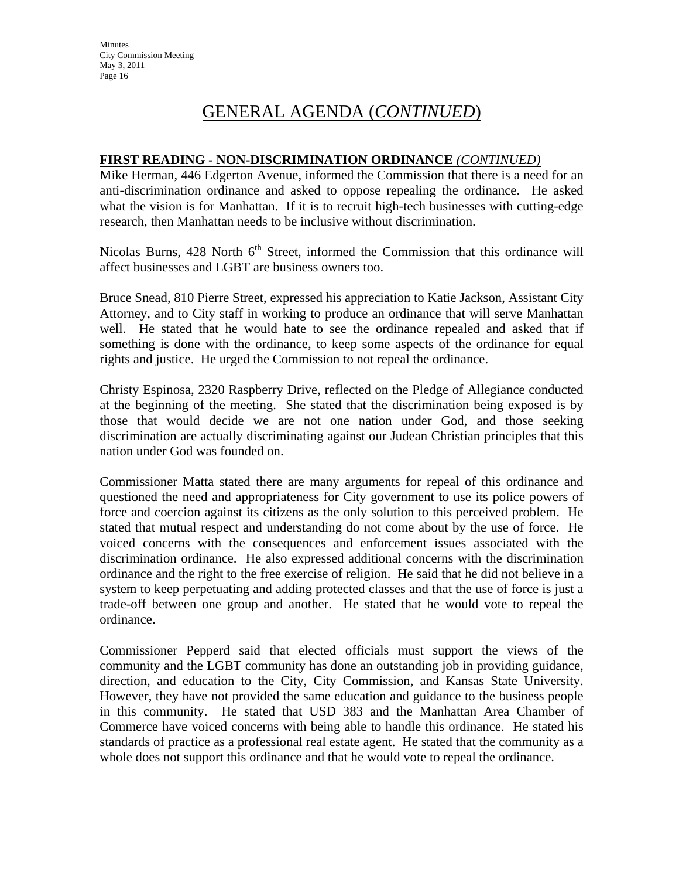# GENERAL AGENDA (*CONTINUED*)

**FIRST READING - NON-DISCRIMINATION ORDINANCE** *(CONTINUED)*

Mike Herman, 446 Edgerton Avenue, informed the Commission that there is a need for an anti-discrimination ordinance and asked to oppose repealing the ordinance. He asked what the vision is for Manhattan. If it is to recruit high-tech businesses with cutting-edge research, then Manhattan needs to be inclusive without discrimination.

Nicolas Burns, 428 North 6th Street, informed the Commission that this ordinance will affect businesses and LGBT are business owners too.

Bruce Snead, 810 Pierre Street, expressed his appreciation to Katie Jackson, Assistant City Attorney, and to City staff in working to produce an ordinance that will serve Manhattan well. He stated that he would hate to see the ordinance repealed and asked that if something is done with the ordinance, to keep some aspects of the ordinance for equal rights and justice. He urged the Commission to not repeal the ordinance.

Christy Espinosa, 2320 Raspberry Drive, reflected on the Pledge of Allegiance conducted at the beginning of the meeting. She stated that the discrimination being exposed is by those that would decide we are not one nation under God, and those seeking discrimination are actually discriminating against our Judean Christian principles that this nation under God was founded on.

Commissioner Matta stated there are many arguments for repeal of this ordinance and questioned the need and appropriateness for City government to use its police powers of force and coercion against its citizens as the only solution to this perceived problem. He stated that mutual respect and understanding do not come about by the use of force. He voiced concerns with the consequences and enforcement issues associated with the discrimination ordinance. He also expressed additional concerns with the discrimination ordinance and the right to the free exercise of religion. He said that he did not believe in a system to keep perpetuating and adding protected classes and that the use of force is just a trade-off between one group and another. He stated that he would vote to repeal the ordinance.

Commissioner Pepperd said that elected officials must support the views of the community and the LGBT community has done an outstanding job in providing guidance, direction, and education to the City, City Commission, and Kansas State University. However, they have not provided the same education and guidance to the business people in this community. He stated that USD 383 and the Manhattan Area Chamber of Commerce have voiced concerns with being able to handle this ordinance. He stated his standards of practice as a professional real estate agent. He stated that the community as a whole does not support this ordinance and that he would vote to repeal the ordinance.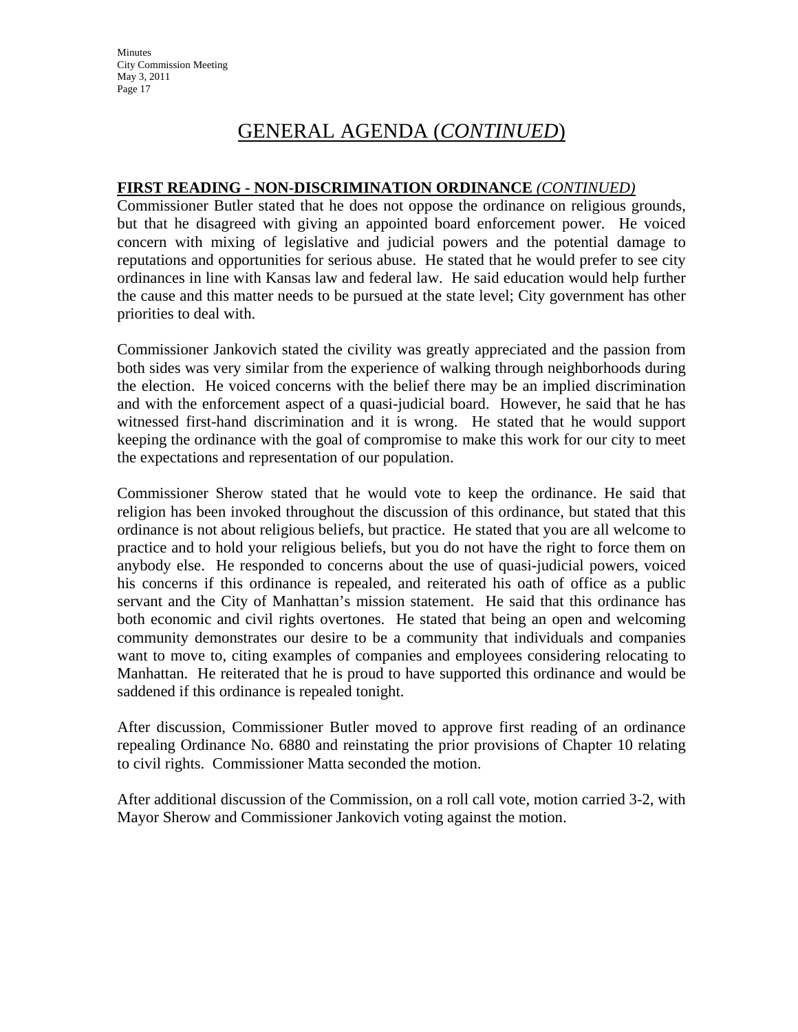# GENERAL AGENDA (*CONTINUED*)

**FIRST READING - NON-DISCRIMINATION ORDINANCE** ***(CONTINUED)***

Commissioner Butler stated that he does not oppose the ordinance on religious grounds, but that he disagreed with giving an appointed board enforcement power. He voiced concern with mixing of legislative and judicial powers and the potential damage to reputations and opportunities for serious abuse. He stated that he would prefer to see city ordinances in line with Kansas law and federal law. He said education would help further the cause and this matter needs to be pursued at the state level; City government has other priorities to deal with.

Commissioner Jankovich stated the civility was greatly appreciated and the passion from both sides was very similar from the experience of walking through neighborhoods during the election. He voiced concerns with the belief there may be an implied discrimination and with the enforcement aspect of a quasi-judicial board. However, he said that he has witnessed first-hand discrimination and it is wrong. He stated that he would support keeping the ordinance with the goal of compromise to make this work for our city to meet the expectations and representation of our population.

Commissioner Sherow stated that he would vote to keep the ordinance. He said that religion has been invoked throughout the discussion of this ordinance, but stated that this ordinance is not about religious beliefs, but practice. He stated that you are all welcome to practice and to hold your religious beliefs, but you do not have the right to force them on anybody else. He responded to concerns about the use of quasi-judicial powers, voiced his concerns if this ordinance is repealed, and reiterated his oath of office as a public servant and the City of Manhattan's mission statement. He said that this ordinance has both economic and civil rights overtones. He stated that being an open and welcoming community demonstrates our desire to be a community that individuals and companies want to move to, citing examples of companies and employees considering relocating to Manhattan. He reiterated that he is proud to have supported this ordinance and would be saddened if this ordinance is repealed tonight.

After discussion, Commissioner Butler moved to approve first reading of an ordinance repealing Ordinance No. 6880 and reinstating the prior provisions of Chapter 10 relating to civil rights. Commissioner Matta seconded the motion.

After additional discussion of the Commission, on a roll call vote, motion carried 3-2, with Mayor Sherow and Commissioner Jankovich voting against the motion.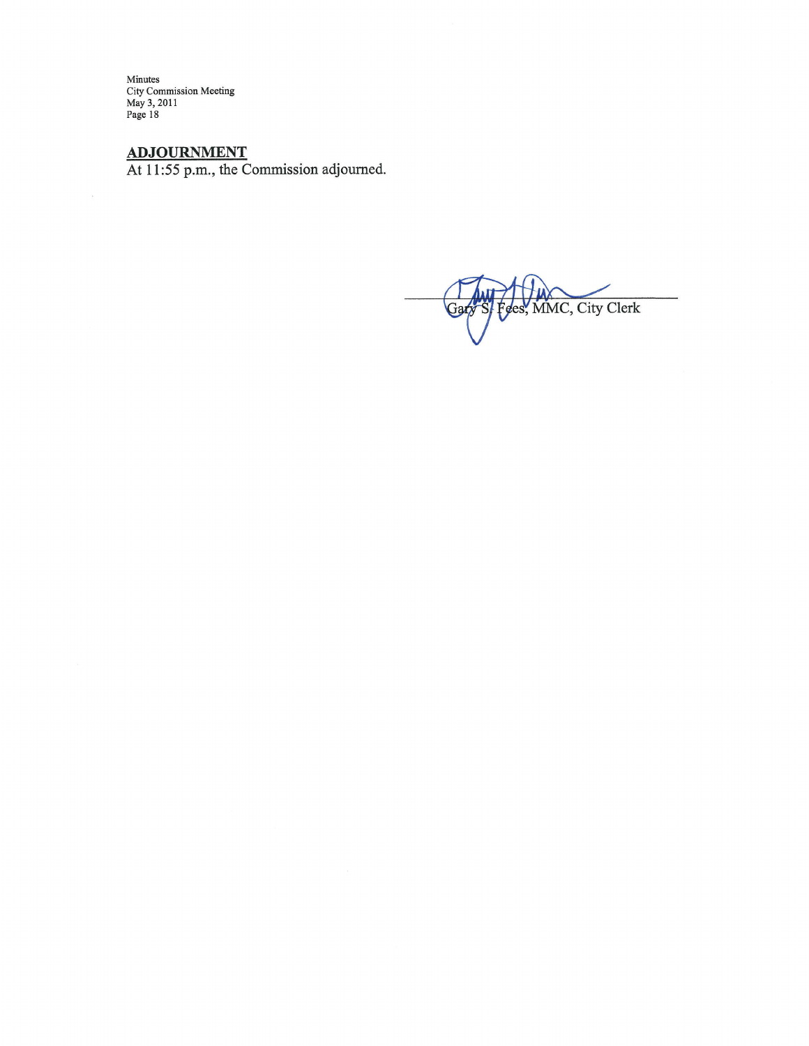## ADJOURNMENT

At 11:55 p.m., the Commission adjourned.

Gary S. Fees, MMC, City Clerk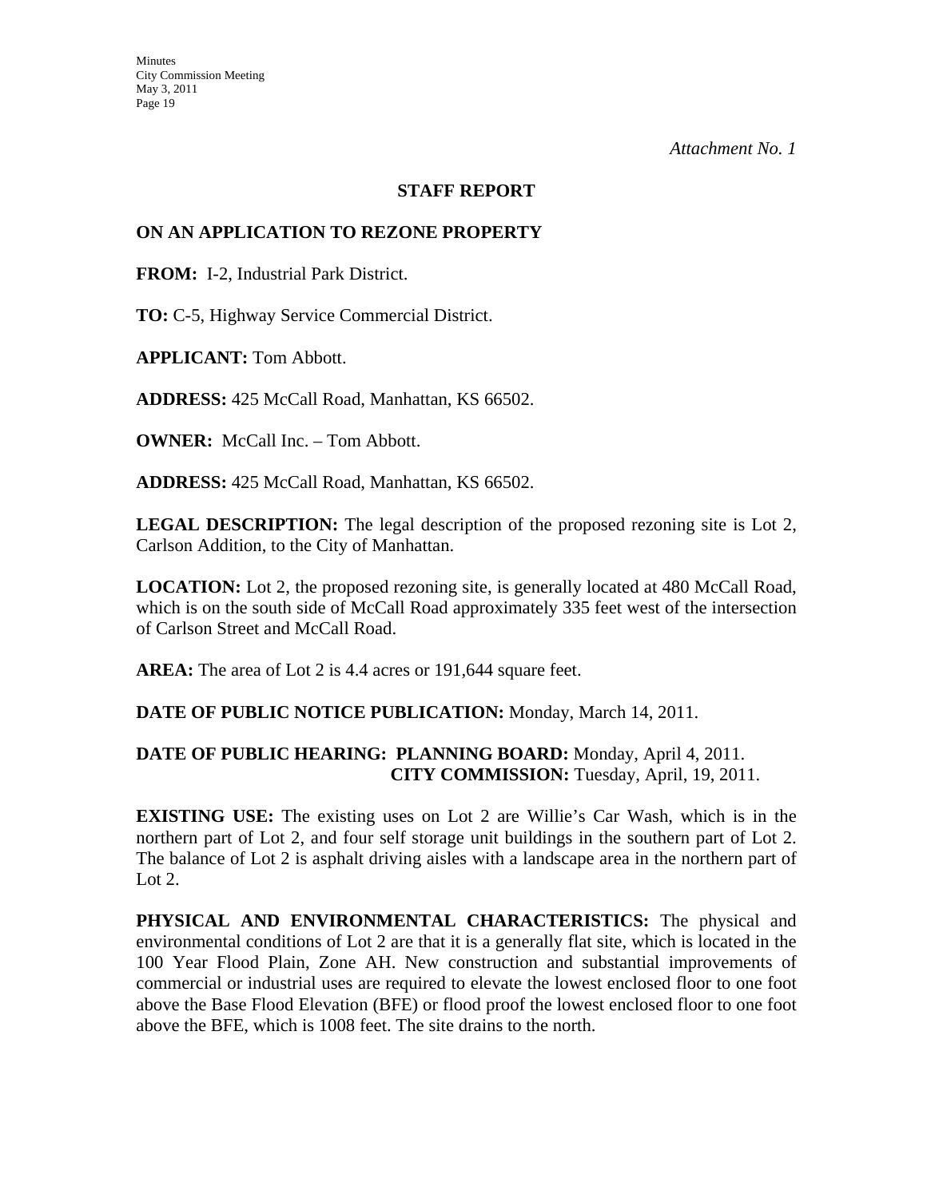*Attachment No. 1*

## STAFF REPORT

### ON AN APPLICATION TO REZONE PROPERTY

**FROM:** I-2, Industrial Park District.

**TO:** C-5, Highway Service Commercial District.

**APPLICANT:** Tom Abbott.

**ADDRESS:** 425 McCall Road, Manhattan, KS 66502.

**OWNER:** McCall Inc. – Tom Abbott.

**ADDRESS:** 425 McCall Road, Manhattan, KS 66502.

**LEGAL DESCRIPTION:** The legal description of the proposed rezoning site is Lot 2, Carlson Addition, to the City of Manhattan.

**LOCATION:** Lot 2, the proposed rezoning site, is generally located at 480 McCall Road, which is on the south side of McCall Road approximately 335 feet west of the intersection of Carlson Street and McCall Road.

**AREA:** The area of Lot 2 is 4.4 acres or 191,644 square feet.

**DATE OF PUBLIC NOTICE PUBLICATION:** Monday, March 14, 2011.

**DATE OF PUBLIC HEARING: PLANNING BOARD:** Monday, April 4, 2011.
**CITY COMMISSION:** Tuesday, April, 19, 2011.

**EXISTING USE:** The existing uses on Lot 2 are Willie's Car Wash, which is in the northern part of Lot 2, and four self storage unit buildings in the southern part of Lot 2. The balance of Lot 2 is asphalt driving aisles with a landscape area in the northern part of Lot 2.

**PHYSICAL AND ENVIRONMENTAL CHARACTERISTICS:** The physical and environmental conditions of Lot 2 are that it is a generally flat site, which is located in the 100 Year Flood Plain, Zone AH. New construction and substantial improvements of commercial or industrial uses are required to elevate the lowest enclosed floor to one foot above the Base Flood Elevation (BFE) or flood proof the lowest enclosed floor to one foot above the BFE, which is 1008 feet. The site drains to the north.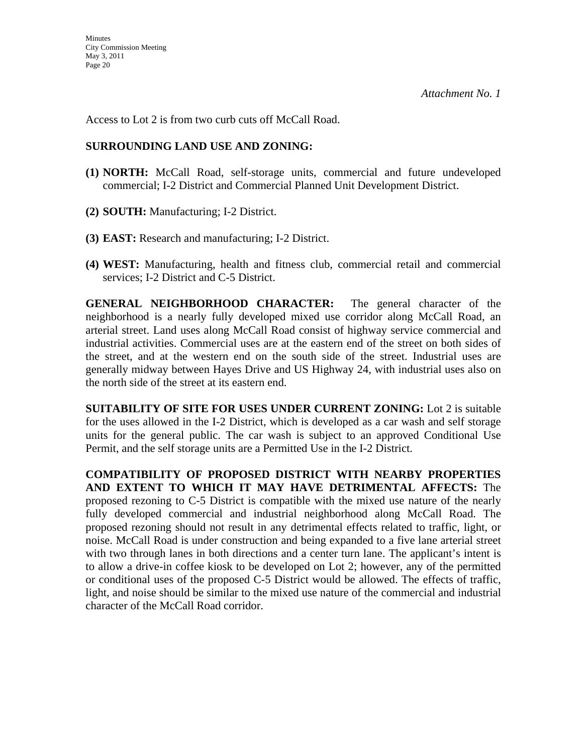*Attachment No. 1*

Access to Lot 2 is from two curb cuts off McCall Road.

**SURROUNDING LAND USE AND ZONING:**

**(1) NORTH:** McCall Road, self-storage units, commercial and future undeveloped commercial; I-2 District and Commercial Planned Unit Development District.

**(2) SOUTH:** Manufacturing; I-2 District.

**(3) EAST:** Research and manufacturing; I-2 District.

**(4) WEST:** Manufacturing, health and fitness club, commercial retail and commercial services; I-2 District and C-5 District.

**GENERAL NEIGHBORHOOD CHARACTER:** The general character of the neighborhood is a nearly fully developed mixed use corridor along McCall Road, an arterial street. Land uses along McCall Road consist of highway service commercial and industrial activities. Commercial uses are at the eastern end of the street on both sides of the street, and at the western end on the south side of the street. Industrial uses are generally midway between Hayes Drive and US Highway 24, with industrial uses also on the north side of the street at its eastern end.

**SUITABILITY OF SITE FOR USES UNDER CURRENT ZONING:** Lot 2 is suitable for the uses allowed in the I-2 District, which is developed as a car wash and self storage units for the general public. The car wash is subject to an approved Conditional Use Permit, and the self storage units are a Permitted Use in the I-2 District.

**COMPATIBILITY OF PROPOSED DISTRICT WITH NEARBY PROPERTIES AND EXTENT TO WHICH IT MAY HAVE DETRIMENTAL AFFECTS:** The proposed rezoning to C-5 District is compatible with the mixed use nature of the nearly fully developed commercial and industrial neighborhood along McCall Road. The proposed rezoning should not result in any detrimental effects related to traffic, light, or noise. McCall Road is under construction and being expanded to a five lane arterial street with two through lanes in both directions and a center turn lane. The applicant's intent is to allow a drive-in coffee kiosk to be developed on Lot 2; however, any of the permitted or conditional uses of the proposed C-5 District would be allowed. The effects of traffic, light, and noise should be similar to the mixed use nature of the commercial and industrial character of the McCall Road corridor.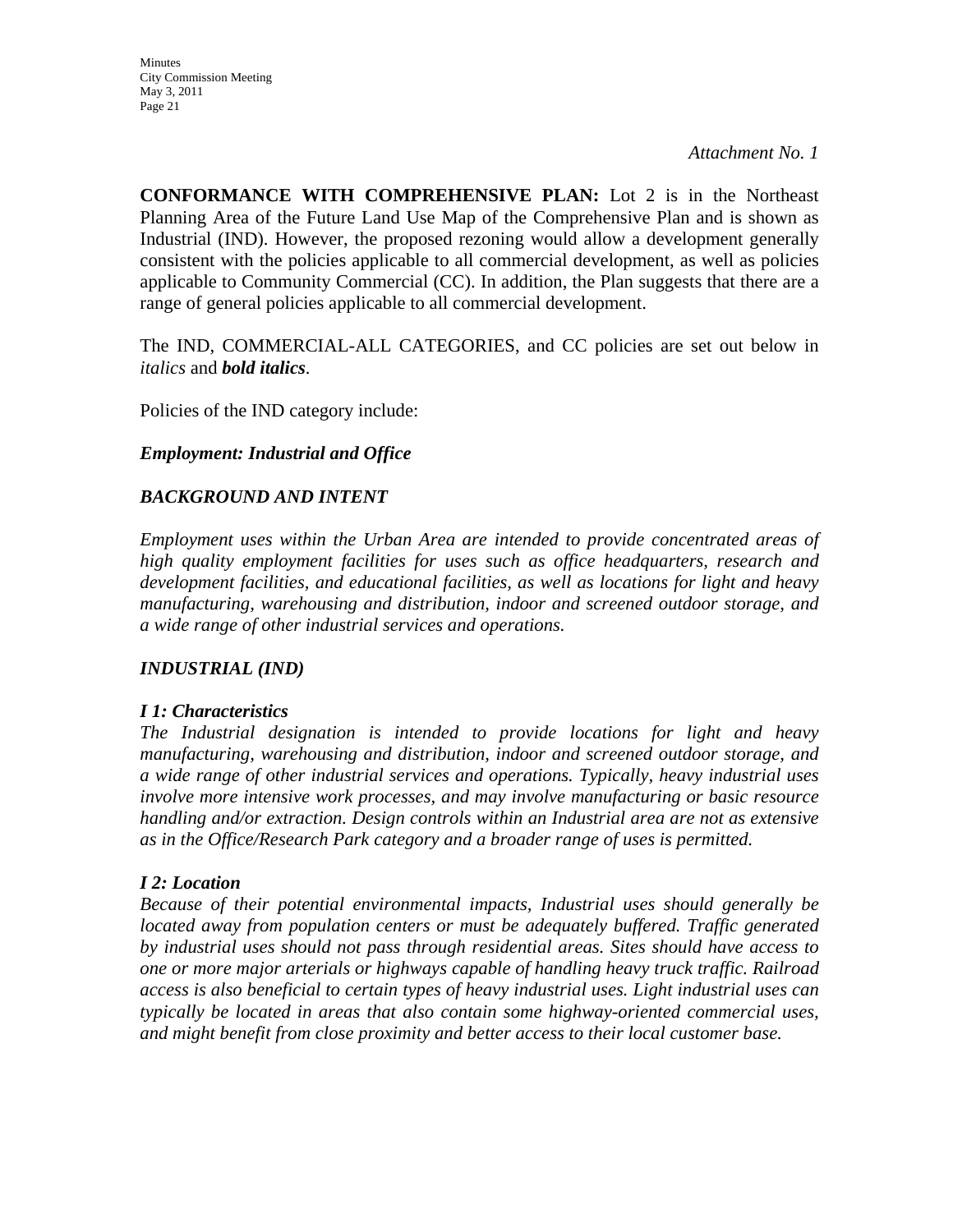*Attachment No. 1*

**CONFORMANCE WITH COMPREHENSIVE PLAN:** Lot 2 is in the Northeast Planning Area of the Future Land Use Map of the Comprehensive Plan and is shown as Industrial (IND). However, the proposed rezoning would allow a development generally consistent with the policies applicable to all commercial development, as well as policies applicable to Community Commercial (CC). In addition, the Plan suggests that there are a range of general policies applicable to all commercial development.

The IND, COMMERCIAL-ALL CATEGORIES, and CC policies are set out below in *italics* and ***bold italics***.

Policies of the IND category include:

***Employment: Industrial and Office***

***BACKGROUND AND INTENT***

*Employment uses within the Urban Area are intended to provide concentrated areas of high quality employment facilities for uses such as office headquarters, research and development facilities, and educational facilities, as well as locations for light and heavy manufacturing, warehousing and distribution, indoor and screened outdoor storage, and a wide range of other industrial services and operations.*

***INDUSTRIAL (IND)***

***I 1: Characteristics***
*The Industrial designation is intended to provide locations for light and heavy manufacturing, warehousing and distribution, indoor and screened outdoor storage, and a wide range of other industrial services and operations. Typically, heavy industrial uses involve more intensive work processes, and may involve manufacturing or basic resource handling and/or extraction. Design controls within an Industrial area are not as extensive as in the Office/Research Park category and a broader range of uses is permitted.*

***I 2: Location***
*Because of their potential environmental impacts, Industrial uses should generally be located away from population centers or must be adequately buffered. Traffic generated by industrial uses should not pass through residential areas. Sites should have access to one or more major arterials or highways capable of handling heavy truck traffic. Railroad access is also beneficial to certain types of heavy industrial uses. Light industrial uses can typically be located in areas that also contain some highway-oriented commercial uses, and might benefit from close proximity and better access to their local customer base.*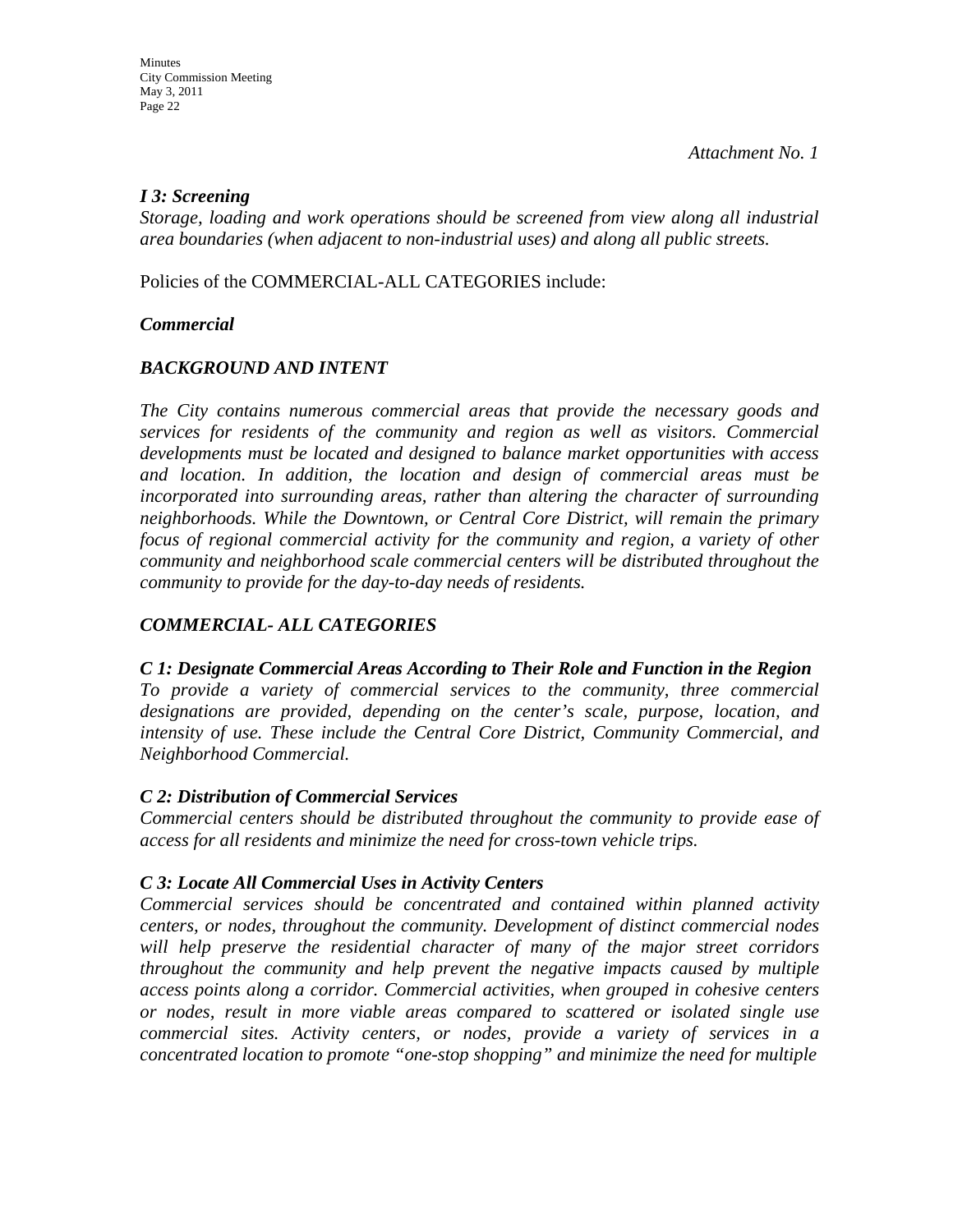*Attachment No. 1*

***I 3: Screening***

*Storage, loading and work operations should be screened from view along all industrial area boundaries (when adjacent to non-industrial uses) and along all public streets.*

Policies of the COMMERCIAL-ALL CATEGORIES include:

***Commercial***

***BACKGROUND AND INTENT***

*The City contains numerous commercial areas that provide the necessary goods and services for residents of the community and region as well as visitors. Commercial developments must be located and designed to balance market opportunities with access and location. In addition, the location and design of commercial areas must be incorporated into surrounding areas, rather than altering the character of surrounding neighborhoods. While the Downtown, or Central Core District, will remain the primary focus of regional commercial activity for the community and region, a variety of other community and neighborhood scale commercial centers will be distributed throughout the community to provide for the day-to-day needs of residents.*

***COMMERCIAL- ALL CATEGORIES***

***C 1: Designate Commercial Areas According to Their Role and Function in the Region***

*To provide a variety of commercial services to the community, three commercial designations are provided, depending on the center's scale, purpose, location, and intensity of use. These include the Central Core District, Community Commercial, and Neighborhood Commercial.*

***C 2: Distribution of Commercial Services***

*Commercial centers should be distributed throughout the community to provide ease of access for all residents and minimize the need for cross-town vehicle trips.*

***C 3: Locate All Commercial Uses in Activity Centers***

*Commercial services should be concentrated and contained within planned activity centers, or nodes, throughout the community. Development of distinct commercial nodes will help preserve the residential character of many of the major street corridors throughout the community and help prevent the negative impacts caused by multiple access points along a corridor. Commercial activities, when grouped in cohesive centers or nodes, result in more viable areas compared to scattered or isolated single use commercial sites. Activity centers, or nodes, provide a variety of services in a concentrated location to promote "one-stop shopping" and minimize the need for multiple*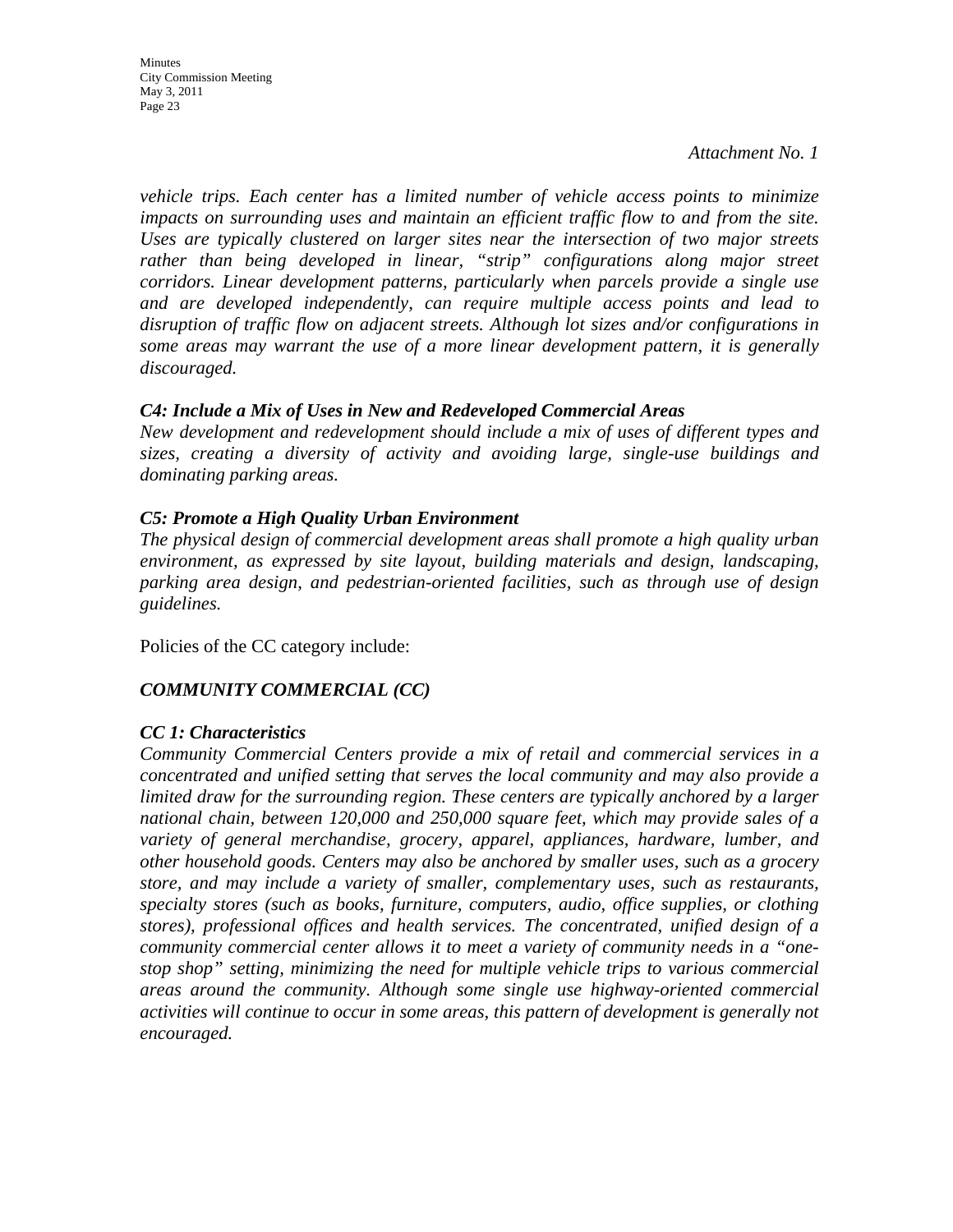*Attachment No. 1*

*vehicle trips. Each center has a limited number of vehicle access points to minimize impacts on surrounding uses and maintain an efficient traffic flow to and from the site. Uses are typically clustered on larger sites near the intersection of two major streets rather than being developed in linear, "strip" configurations along major street corridors. Linear development patterns, particularly when parcels provide a single use and are developed independently, can require multiple access points and lead to disruption of traffic flow on adjacent streets. Although lot sizes and/or configurations in some areas may warrant the use of a more linear development pattern, it is generally discouraged.*

***C4: Include a Mix of Uses in New and Redeveloped Commercial Areas***
*New development and redevelopment should include a mix of uses of different types and sizes, creating a diversity of activity and avoiding large, single-use buildings and dominating parking areas.*

***C5: Promote a High Quality Urban Environment***
*The physical design of commercial development areas shall promote a high quality urban environment, as expressed by site layout, building materials and design, landscaping, parking area design, and pedestrian-oriented facilities, such as through use of design guidelines.*

Policies of the CC category include:

***COMMUNITY COMMERCIAL (CC)***

***CC 1: Characteristics***
*Community Commercial Centers provide a mix of retail and commercial services in a concentrated and unified setting that serves the local community and may also provide a limited draw for the surrounding region. These centers are typically anchored by a larger national chain, between 120,000 and 250,000 square feet, which may provide sales of a variety of general merchandise, grocery, apparel, appliances, hardware, lumber, and other household goods. Centers may also be anchored by smaller uses, such as a grocery store, and may include a variety of smaller, complementary uses, such as restaurants, specialty stores (such as books, furniture, computers, audio, office supplies, or clothing stores), professional offices and health services. The concentrated, unified design of a community commercial center allows it to meet a variety of community needs in a "one-stop shop" setting, minimizing the need for multiple vehicle trips to various commercial areas around the community. Although some single use highway-oriented commercial activities will continue to occur in some areas, this pattern of development is generally not encouraged.*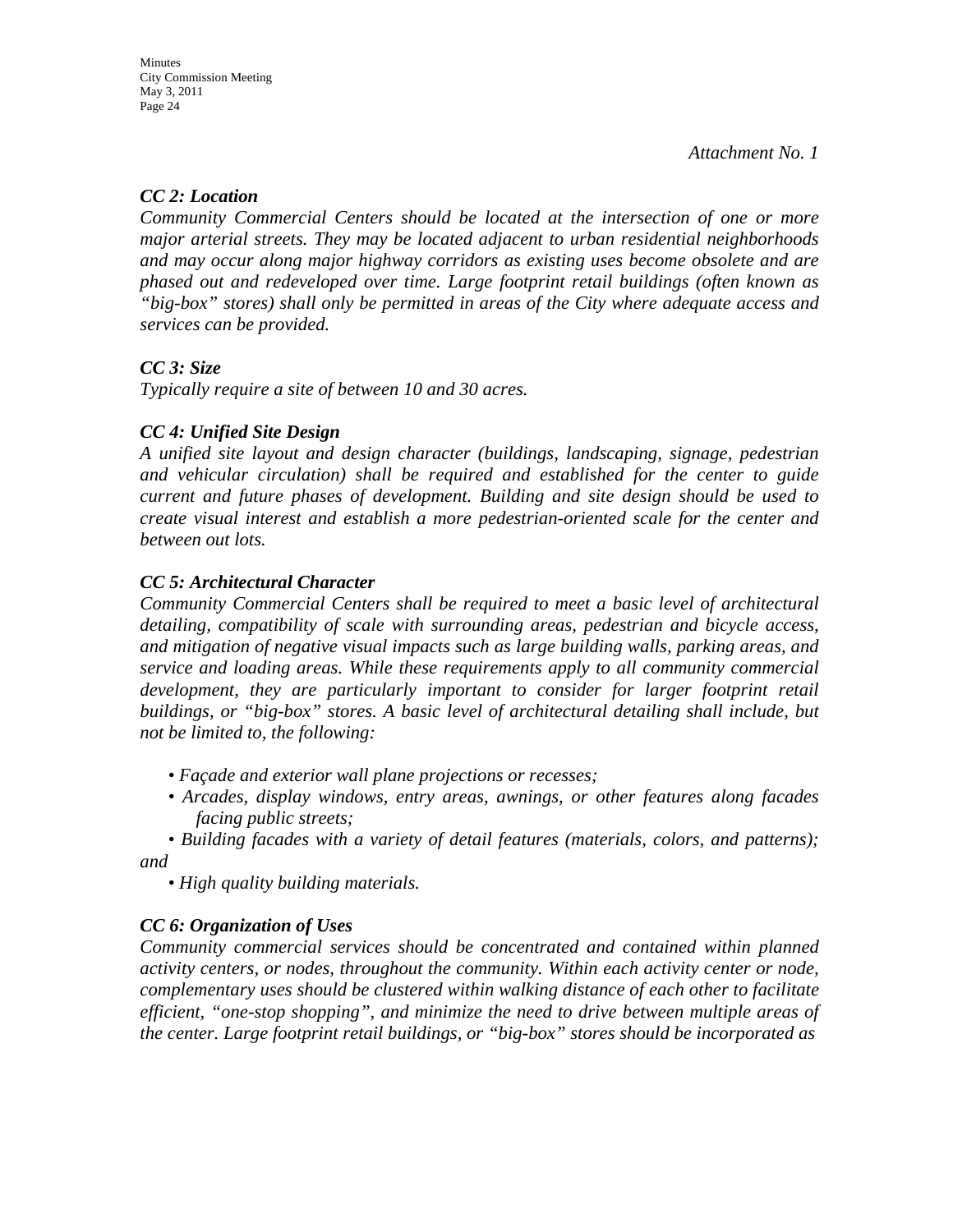*Attachment No. 1*

***CC 2: Location***
*Community Commercial Centers should be located at the intersection of one or more major arterial streets. They may be located adjacent to urban residential neighborhoods and may occur along major highway corridors as existing uses become obsolete and are phased out and redeveloped over time. Large footprint retail buildings (often known as "big-box" stores) shall only be permitted in areas of the City where adequate access and services can be provided.*

***CC 3: Size***
*Typically require a site of between 10 and 30 acres.*

***CC 4: Unified Site Design***
*A unified site layout and design character (buildings, landscaping, signage, pedestrian and vehicular circulation) shall be required and established for the center to guide current and future phases of development. Building and site design should be used to create visual interest and establish a more pedestrian-oriented scale for the center and between out lots.*

***CC 5: Architectural Character***
*Community Commercial Centers shall be required to meet a basic level of architectural detailing, compatibility of scale with surrounding areas, pedestrian and bicycle access, and mitigation of negative visual impacts such as large building walls, parking areas, and service and loading areas. While these requirements apply to all community commercial development, they are particularly important to consider for larger footprint retail buildings, or "big-box" stores. A basic level of architectural detailing shall include, but not be limited to, the following:*

- *Façade and exterior wall plane projections or recesses;*
- *Arcades, display windows, entry areas, awnings, or other features along facades facing public streets;*
- *Building facades with a variety of detail features (materials, colors, and patterns); and*
- *High quality building materials.*

***CC 6: Organization of Uses***
*Community commercial services should be concentrated and contained within planned activity centers, or nodes, throughout the community. Within each activity center or node, complementary uses should be clustered within walking distance of each other to facilitate efficient, "one-stop shopping", and minimize the need to drive between multiple areas of the center. Large footprint retail buildings, or "big-box" stores should be incorporated as*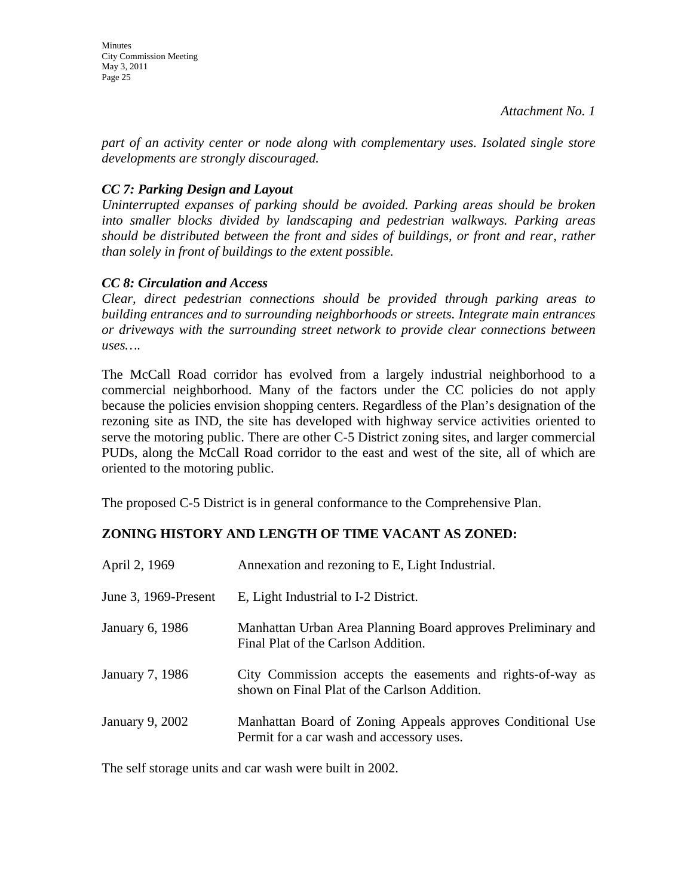*Attachment No. 1*

*part of an activity center or node along with complementary uses. Isolated single store developments are strongly discouraged.*

***CC 7: Parking Design and Layout***

*Uninterrupted expanses of parking should be avoided. Parking areas should be broken into smaller blocks divided by landscaping and pedestrian walkways. Parking areas should be distributed between the front and sides of buildings, or front and rear, rather than solely in front of buildings to the extent possible.*

***CC 8: Circulation and Access***

*Clear, direct pedestrian connections should be provided through parking areas to building entrances and to surrounding neighborhoods or streets. Integrate main entrances or driveways with the surrounding street network to provide clear connections between uses….*

The McCall Road corridor has evolved from a largely industrial neighborhood to a commercial neighborhood. Many of the factors under the CC policies do not apply because the policies envision shopping centers. Regardless of the Plan's designation of the rezoning site as IND, the site has developed with highway service activities oriented to serve the motoring public. There are other C-5 District zoning sites, and larger commercial PUDs, along the McCall Road corridor to the east and west of the site, all of which are oriented to the motoring public.

The proposed C-5 District is in general conformance to the Comprehensive Plan.

**ZONING HISTORY AND LENGTH OF TIME VACANT AS ZONED:**

| | |
|---|---|
| April 2, 1969 | Annexation and rezoning to E, Light Industrial. |
| June 3, 1969-Present | E, Light Industrial to I-2 District. |
| January 6, 1986 | Manhattan Urban Area Planning Board approves Preliminary and Final Plat of the Carlson Addition. |
| January 7, 1986 | City Commission accepts the easements and rights-of-way as shown on Final Plat of the Carlson Addition. |
| January 9, 2002 | Manhattan Board of Zoning Appeals approves Conditional Use Permit for a car wash and accessory uses. |

The self storage units and car wash were built in 2002.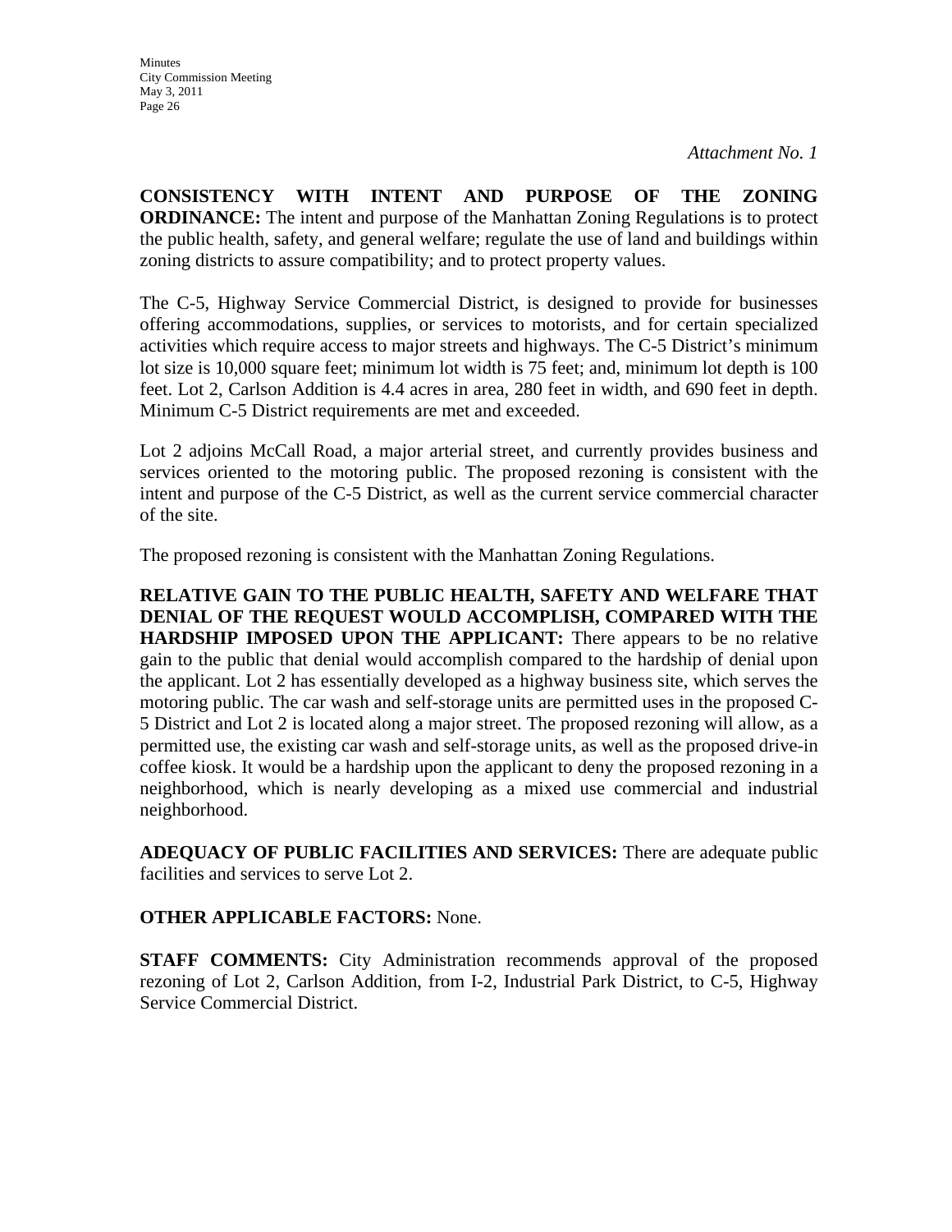*Attachment No. 1*

**CONSISTENCY WITH INTENT AND PURPOSE OF THE ZONING ORDINANCE:** The intent and purpose of the Manhattan Zoning Regulations is to protect the public health, safety, and general welfare; regulate the use of land and buildings within zoning districts to assure compatibility; and to protect property values.

The C-5, Highway Service Commercial District, is designed to provide for businesses offering accommodations, supplies, or services to motorists, and for certain specialized activities which require access to major streets and highways. The C-5 District's minimum lot size is 10,000 square feet; minimum lot width is 75 feet; and, minimum lot depth is 100 feet. Lot 2, Carlson Addition is 4.4 acres in area, 280 feet in width, and 690 feet in depth. Minimum C-5 District requirements are met and exceeded.

Lot 2 adjoins McCall Road, a major arterial street, and currently provides business and services oriented to the motoring public. The proposed rezoning is consistent with the intent and purpose of the C-5 District, as well as the current service commercial character of the site.

The proposed rezoning is consistent with the Manhattan Zoning Regulations.

**RELATIVE GAIN TO THE PUBLIC HEALTH, SAFETY AND WELFARE THAT DENIAL OF THE REQUEST WOULD ACCOMPLISH, COMPARED WITH THE HARDSHIP IMPOSED UPON THE APPLICANT:** There appears to be no relative gain to the public that denial would accomplish compared to the hardship of denial upon the applicant. Lot 2 has essentially developed as a highway business site, which serves the motoring public. The car wash and self-storage units are permitted uses in the proposed C-5 District and Lot 2 is located along a major street. The proposed rezoning will allow, as a permitted use, the existing car wash and self-storage units, as well as the proposed drive-in coffee kiosk. It would be a hardship upon the applicant to deny the proposed rezoning in a neighborhood, which is nearly developing as a mixed use commercial and industrial neighborhood.

**ADEQUACY OF PUBLIC FACILITIES AND SERVICES:** There are adequate public facilities and services to serve Lot 2.

**OTHER APPLICABLE FACTORS:** None.

**STAFF COMMENTS:** City Administration recommends approval of the proposed rezoning of Lot 2, Carlson Addition, from I-2, Industrial Park District, to C-5, Highway Service Commercial District.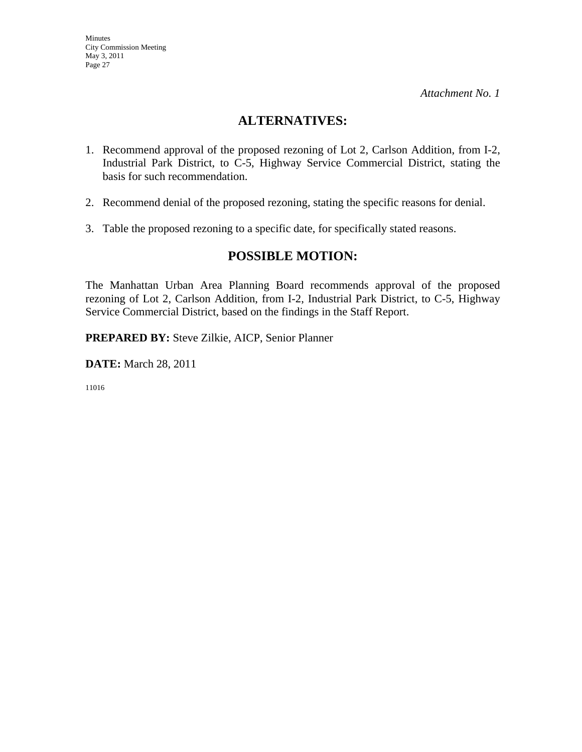*Attachment No. 1*

## ALTERNATIVES:

1. Recommend approval of the proposed rezoning of Lot 2, Carlson Addition, from I-2, Industrial Park District, to C-5, Highway Service Commercial District, stating the basis for such recommendation.

2. Recommend denial of the proposed rezoning, stating the specific reasons for denial.

3. Table the proposed rezoning to a specific date, for specifically stated reasons.

## POSSIBLE MOTION:

The Manhattan Urban Area Planning Board recommends approval of the proposed rezoning of Lot 2, Carlson Addition, from I-2, Industrial Park District, to C-5, Highway Service Commercial District, based on the findings in the Staff Report.

**PREPARED BY:** Steve Zilkie, AICP, Senior Planner

**DATE:** March 28, 2011

11016